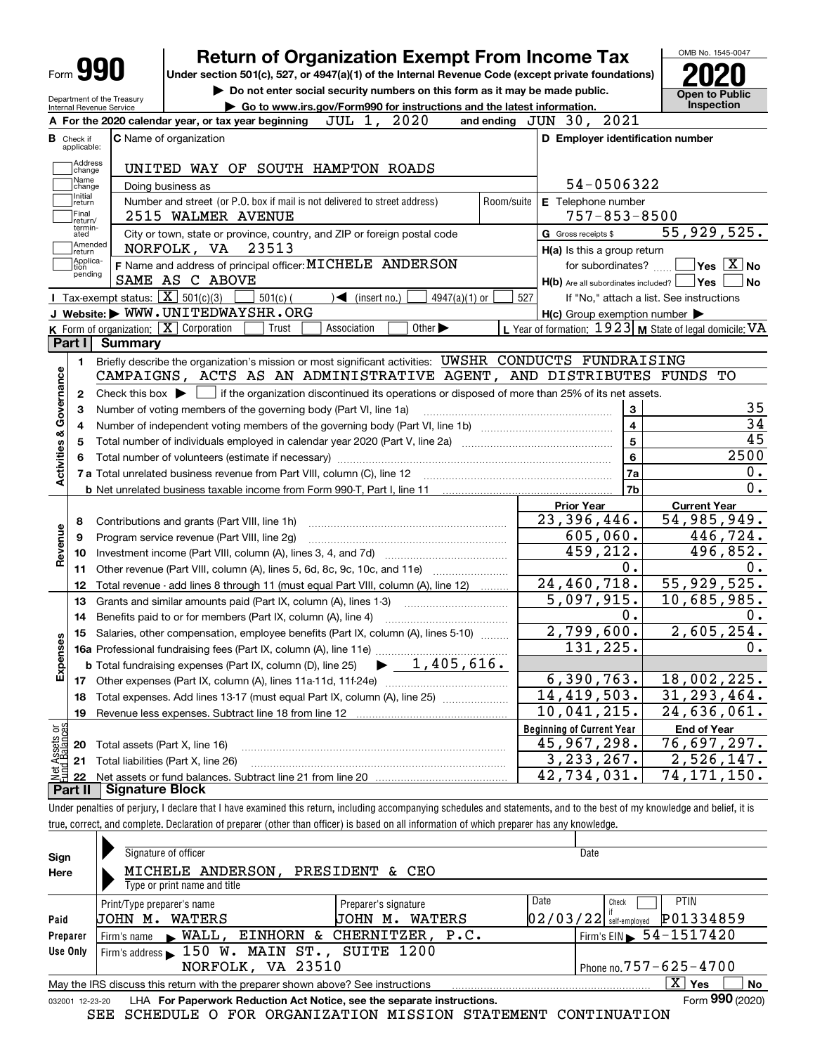# Form 990 — Return of Organization Exempt From Income Tax (2020)

OMB No. 1545-0047

**Under section 501(c), 527, or 4947(a)(1) of the Internal Revenue Code (except private foundations)**

▶ Do not enter social security numbers on this form as it may be made public.

▶ Go to www.irs.gov/Form990 for instructions and the latest information.

Department of the Treasury, Internal Revenue Service

**Open to Public Inspection**

**A** For the 2020 calendar year, or tax year beginning JUL 1, 2020 and ending JUN 30, 2021

**B** Check if applicable: Address change ☐ Name change ☐ Initial return ☐ Final return/terminated ☐ Amended return ☐ Application pending ☐

**C** Name of organization: UNITED WAY OF SOUTH HAMPTON ROADS

Doing business as

Number and street (or P.O. box if mail is not delivered to street address): 2515 WALMER AVENUE — Room/suite

City or town, state or province, country, and ZIP or foreign postal code: NORFOLK, VA 23513

**D** Employer identification number: 54-0506322

**E** Telephone number: 757-853-8500

**G** Gross receipts $ 55,929,525.

**F** Name and address of principal officer: MICHELE ANDERSON, SAME AS C ABOVE

**H(a)** Is this a group return for subordinates? ☐ Yes ☒ No

**H(b)** Are all subordinates included? ☐ Yes ☐ No — If "No," attach a list. See instructions

**H(c)** Group exemption number ▶

**I** Tax-exempt status: ☒ 501(c)(3) ☐ 501(c) ( ) ◀ (insert no.) ☐ 4947(a)(1) or ☐ 527

**J** Website: ▶ WWW.UNITEDWAYSHR.ORG

**K** Form of organization: ☒ Corporation ☐ Trust ☐ Association ☐ Other ▶

**L** Year of formation: 1923 **M** State of legal domicile: VA

## Part I Summary

**Activities & Governance**

1. Briefly describe the organization's mission or most significant activities: UWSHR CONDUCTS FUNDRAISING CAMPAIGNS, ACTS AS AN ADMINISTRATIVE AGENT, AND DISTRIBUTES FUNDS TO
2. Check this box ▶ ☐ if the organization discontinued its operations or disposed of more than 25% of its net assets.

| | | | |
|---|---|---|---|
| 3 | Number of voting members of the governing body (Part VI, line 1a) | 3 | 35 |
| 4 | Number of independent voting members of the governing body (Part VI, line 1b) | 4 | 34 |
| 5 | Total number of individuals employed in calendar year 2020 (Part V, line 2a) | 5 | 45 |
| 6 | Total number of volunteers (estimate if necessary) | 6 | 2500 |
| 7a | Total unrelated business revenue from Part VIII, column (C), line 12 | 7a | 0. |
| 7b | Net unrelated business taxable income from Form 990-T, Part I, line 11 | 7b | 0. |

| | | Prior Year | Current Year |
|---|---|---|---|
| **Revenue** | | | |
| 8 | Contributions and grants (Part VIII, line 1h) | 23,396,446. | 54,985,949. |
| 9 | Program service revenue (Part VIII, line 2g) | 605,060. | 446,724. |
| 10 | Investment income (Part VIII, column (A), lines 3, 4, and 7d) | 459,212. | 496,852. |
| 11 | Other revenue (Part VIII, column (A), lines 5, 6d, 8c, 9c, 10c, and 11e) | 0. | 0. |
| 12 | Total revenue - add lines 8 through 11 (must equal Part VIII, column (A), line 12) | 24,460,718. | 55,929,525. |
| **Expenses** | | | |
| 13 | Grants and similar amounts paid (Part IX, column (A), lines 1-3) | 5,097,915. | 10,685,985. |
| 14 | Benefits paid to or for members (Part IX, column (A), line 4) | 0. | 0. |
| 15 | Salaries, other compensation, employee benefits (Part IX, column (A), lines 5-10) | 2,799,600. | 2,605,254. |
| 16a | Professional fundraising fees (Part IX, column (A), line 11e) | 131,225. | 0. |
| b | Total fundraising expenses (Part IX, column (D), line 25) ▶ 1,405,616. | | |
| 17 | Other expenses (Part IX, column (A), lines 11a-11d, 11f-24e) | 6,390,763. | 18,002,225. |
| 18 | Total expenses. Add lines 13-17 (must equal Part IX, column (A), line 25) | 14,419,503. | 31,293,464. |
| 19 | Revenue less expenses. Subtract line 18 from line 12 | 10,041,215. | 24,636,061. |

| | **Net Assets or Fund Balances** | Beginning of Current Year | End of Year |
|---|---|---|---|
| 20 | Total assets (Part X, line 16) | 45,967,298. | 76,697,297. |
| 21 | Total liabilities (Part X, line 26) | 3,233,267. | 2,526,147. |
| 22 | Net assets or fund balances. Subtract line 21 from line 20 | 42,734,031. | 74,171,150. |

## Part II Signature Block

Under penalties of perjury, I declare that I have examined this return, including accompanying schedules and statements, and to the best of my knowledge and belief, it is true, correct, and complete. Declaration of preparer (other than officer) is based on all information of which preparer has any knowledge.

**Sign Here**

Signature of officer — Date

MICHELE ANDERSON, PRESIDENT & CEO

Type or print name and title

**Paid Preparer Use Only**

| Print/Type preparer's name | Preparer's signature | Date | Check ☐ if self-employed | PTIN |
|---|---|---|---|---|
| JOHN M. WATERS | JOHN M. WATERS | 02/03/22 | | P01334859 |

Firm's name ▶ WALL, EINHORN & CHERNITZER, P.C. — Firm's EIN ▶ 54-1517420

Firm's address ▶ 150 W. MAIN ST., SUITE 1200, NORFOLK, VA 23510 — Phone no. 757-625-4700

May the IRS discuss this return with the preparer shown above? See instructions ☒ Yes ☐ No

032001 12-23-20 LHA For Paperwork Reduction Act Notice, see the separate instructions. Form **990** (2020)

SEE SCHEDULE O FOR ORGANIZATION MISSION STATEMENT CONTINUATION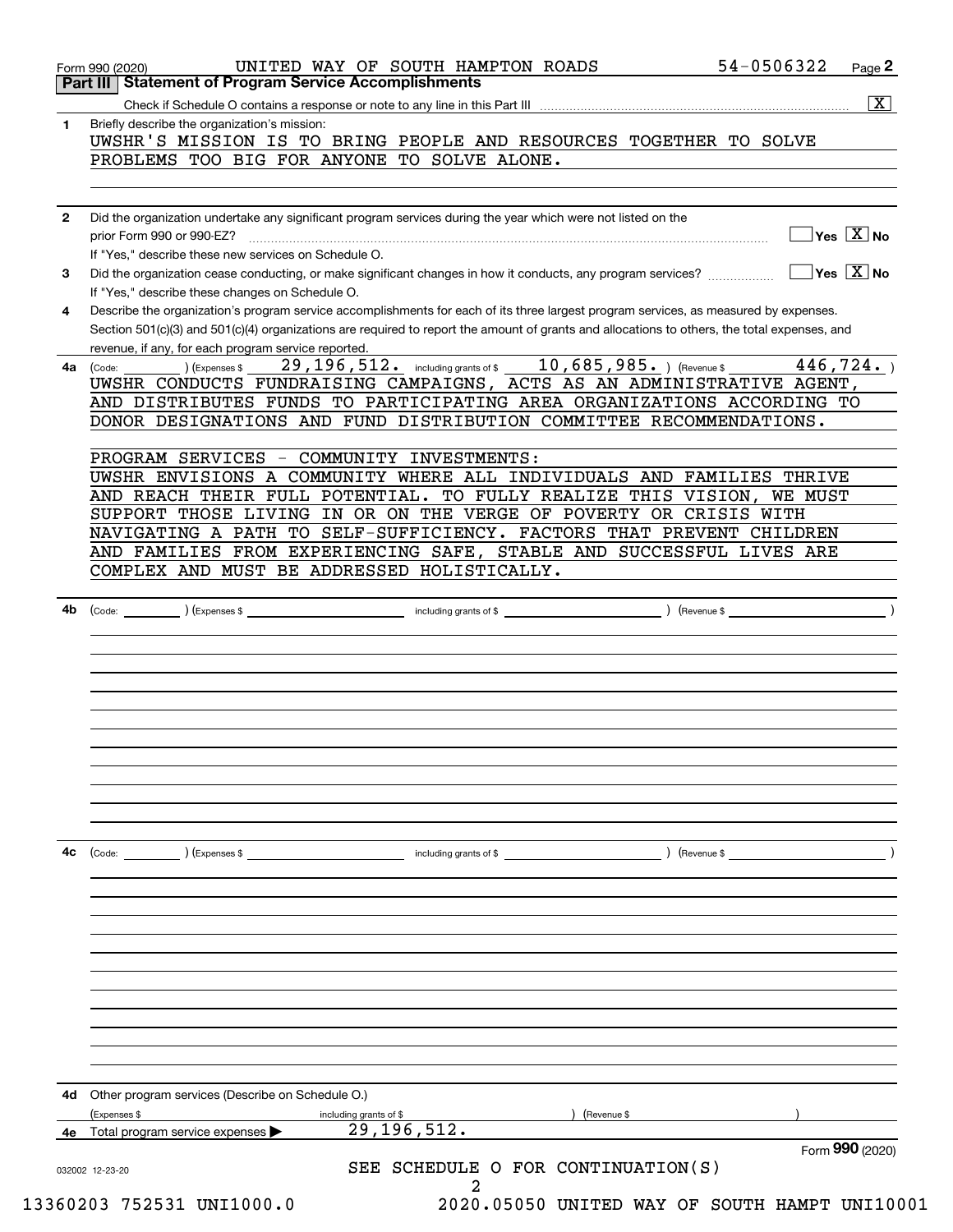Form 990 (2020) UNITED WAY OF SOUTH HAMPTON ROADS 54-0506322 Page **2**

## Part III Statement of Program Service Accomplishments

Check if Schedule O contains a response or note to any line in this Part III [X]

**1** Briefly describe the organization's mission:

UWSHR'S MISSION IS TO BRING PEOPLE AND RESOURCES TOGETHER TO SOLVE PROBLEMS TOO BIG FOR ANYONE TO SOLVE ALONE.

**2** Did the organization undertake any significant program services during the year which were not listed on the prior Form 990 or 990-EZ? [ ] Yes [X] No

If "Yes," describe these new services on Schedule O.

**3** Did the organization cease conducting, or make significant changes in how it conducts, any program services? [ ] Yes [X] No

If "Yes," describe these changes on Schedule O.

**4** Describe the organization's program service accomplishments for each of its three largest program services, as measured by expenses. Section 501(c)(3) and 501(c)(4) organizations are required to report the amount of grants and allocations to others, the total expenses, and revenue, if any, for each program service reported.

**4a** (Code: ) (Expenses $ 29,196,512. including grants of $ 10,685,985. ) (Revenue $ 446,724. )

UWSHR CONDUCTS FUNDRAISING CAMPAIGNS, ACTS AS AN ADMINISTRATIVE AGENT, AND DISTRIBUTES FUNDS TO PARTICIPATING AREA ORGANIZATIONS ACCORDING TO DONOR DESIGNATIONS AND FUND DISTRIBUTION COMMITTEE RECOMMENDATIONS.

PROGRAM SERVICES - COMMUNITY INVESTMENTS:
UWSHR ENVISIONS A COMMUNITY WHERE ALL INDIVIDUALS AND FAMILIES THRIVE AND REACH THEIR FULL POTENTIAL. TO FULLY REALIZE THIS VISION, WE MUST SUPPORT THOSE LIVING IN OR ON THE VERGE OF POVERTY OR CRISIS WITH NAVIGATING A PATH TO SELF-SUFFICIENCY. FACTORS THAT PREVENT CHILDREN AND FAMILIES FROM EXPERIENCING SAFE, STABLE AND SUCCESSFUL LIVES ARE COMPLEX AND MUST BE ADDRESSED HOLISTICALLY.

**4b** (Code: ) (Expenses $ including grants of $ ) (Revenue $ )

**4c** (Code: ) (Expenses $ including grants of $ ) (Revenue $ )

**4d** Other program services (Describe on Schedule O.)

(Expenses $ including grants of $ ) (Revenue $ )

**4e** Total program service expenses ▶ 29,196,512.

Form **990** (2020)

SEE SCHEDULE O FOR CONTINUATION(S)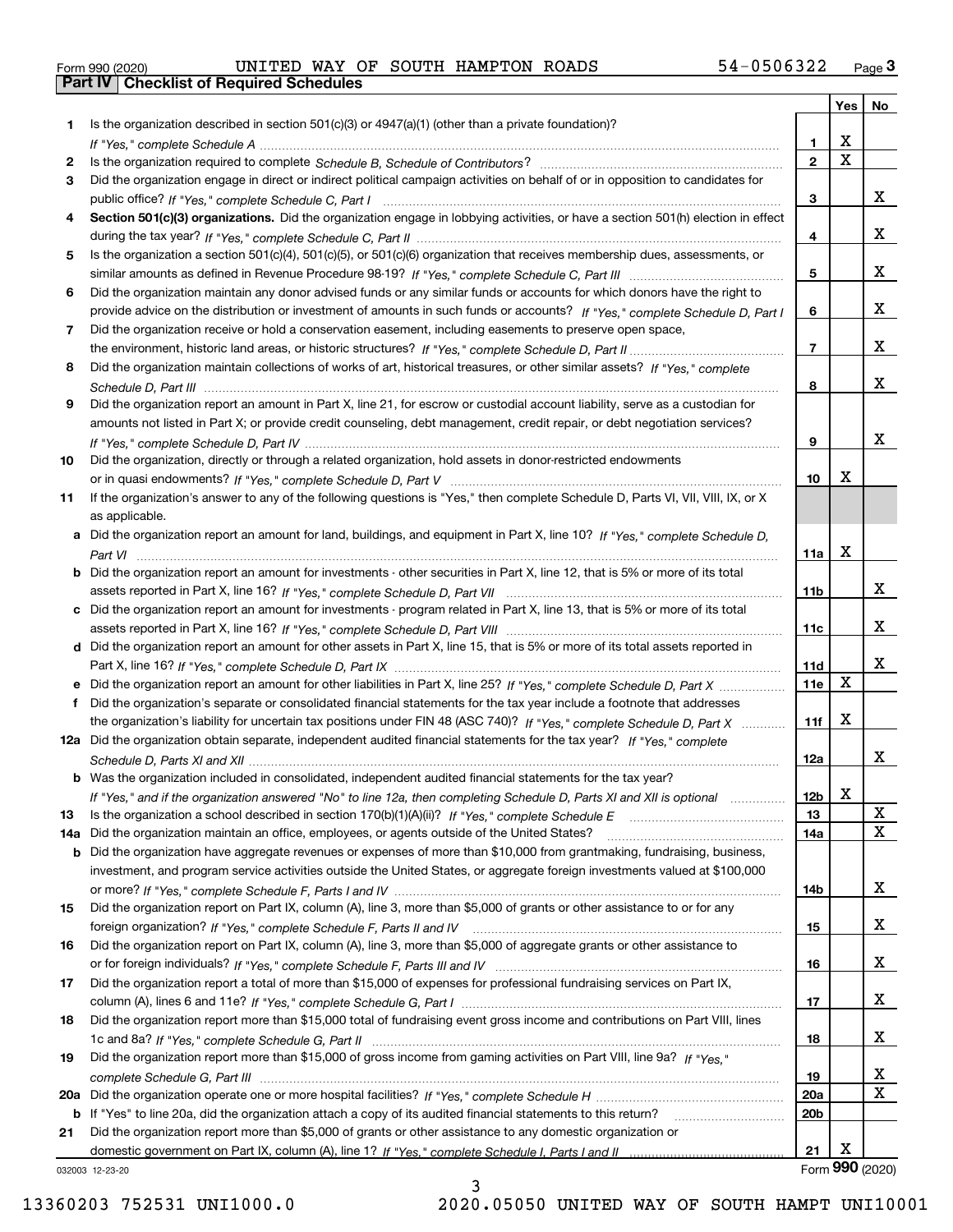Form 990 (2020) UNITED WAY OF SOUTH HAMPTON ROADS 54-0506322 Page 3

**Part IV Checklist of Required Schedules**

| | | | Yes | No |
|---|---|---|---|---|
| 1 | Is the organization described in section 501(c)(3) or 4947(a)(1) (other than a private foundation)? *If "Yes," complete Schedule A* | 1 | X | |
| 2 | Is the organization required to complete *Schedule B, Schedule of Contributors*? | 2 | X | |
| 3 | Did the organization engage in direct or indirect political campaign activities on behalf of or in opposition to candidates for public office? *If "Yes," complete Schedule C, Part I* | 3 | | X |
| 4 | **Section 501(c)(3) organizations.** Did the organization engage in lobbying activities, or have a section 501(h) election in effect during the tax year? *If "Yes," complete Schedule C, Part II* | 4 | | X |
| 5 | Is the organization a section 501(c)(4), 501(c)(5), or 501(c)(6) organization that receives membership dues, assessments, or similar amounts as defined in Revenue Procedure 98-19? *If "Yes," complete Schedule C, Part III* | 5 | | X |
| 6 | Did the organization maintain any donor advised funds or any similar funds or accounts for which donors have the right to provide advice on the distribution or investment of amounts in such funds or accounts? *If "Yes," complete Schedule D, Part I* | 6 | | X |
| 7 | Did the organization receive or hold a conservation easement, including easements to preserve open space, the environment, historic land areas, or historic structures? *If "Yes," complete Schedule D, Part II* | 7 | | X |
| 8 | Did the organization maintain collections of works of art, historical treasures, or other similar assets? *If "Yes," complete Schedule D, Part III* | 8 | | X |
| 9 | Did the organization report an amount in Part X, line 21, for escrow or custodial account liability, serve as a custodian for amounts not listed in Part X; or provide credit counseling, debt management, credit repair, or debt negotiation services? *If "Yes," complete Schedule D, Part IV* | 9 | | X |
| 10 | Did the organization, directly or through a related organization, hold assets in donor-restricted endowments or in quasi endowments? *If "Yes," complete Schedule D, Part V* | 10 | X | |
| 11 | If the organization's answer to any of the following questions is "Yes," then complete Schedule D, Parts VI, VII, VIII, IX, or X as applicable. | | | |
| a | Did the organization report an amount for land, buildings, and equipment in Part X, line 10? *If "Yes," complete Schedule D, Part VI* | 11a | X | |
| b | Did the organization report an amount for investments - other securities in Part X, line 12, that is 5% or more of its total assets reported in Part X, line 16? *If "Yes," complete Schedule D, Part VII* | 11b | | X |
| c | Did the organization report an amount for investments - program related in Part X, line 13, that is 5% or more of its total assets reported in Part X, line 16? *If "Yes," complete Schedule D, Part VIII* | 11c | | X |
| d | Did the organization report an amount for other assets in Part X, line 15, that is 5% or more of its total assets reported in Part X, line 16? *If "Yes," complete Schedule D, Part IX* | 11d | | X |
| e | Did the organization report an amount for other liabilities in Part X, line 25? *If "Yes," complete Schedule D, Part X* | 11e | X | |
| f | Did the organization's separate or consolidated financial statements for the tax year include a footnote that addresses the organization's liability for uncertain tax positions under FIN 48 (ASC 740)? *If "Yes," complete Schedule D, Part X* | 11f | X | |
| 12a | Did the organization obtain separate, independent audited financial statements for the tax year? *If "Yes," complete Schedule D, Parts XI and XII* | 12a | | X |
| b | Was the organization included in consolidated, independent audited financial statements for the tax year? *If "Yes," and if the organization answered "No" to line 12a, then completing Schedule D, Parts XI and XII is optional* | 12b | X | |
| 13 | Is the organization a school described in section 170(b)(1)(A)(ii)? *If "Yes," complete Schedule E* | 13 | | X |
| 14a | Did the organization maintain an office, employees, or agents outside of the United States? | 14a | | X |
| b | Did the organization have aggregate revenues or expenses of more than $10,000 from grantmaking, fundraising, business, investment, and program service activities outside the United States, or aggregate foreign investments valued at $100,000 or more? *If "Yes," complete Schedule F, Parts I and IV* | 14b | | X |
| 15 | Did the organization report on Part IX, column (A), line 3, more than $5,000 of grants or other assistance to or for any foreign organization? *If "Yes," complete Schedule F, Parts II and IV* | 15 | | X |
| 16 | Did the organization report on Part IX, column (A), line 3, more than $5,000 of aggregate grants or other assistance to or for foreign individuals? *If "Yes," complete Schedule F, Parts III and IV* | 16 | | X |
| 17 | Did the organization report a total of more than $15,000 of expenses for professional fundraising services on Part IX, column (A), lines 6 and 11e? *If "Yes," complete Schedule G, Part I* | 17 | | X |
| 18 | Did the organization report more than $15,000 total of fundraising event gross income and contributions on Part VIII, lines 1c and 8a? *If "Yes," complete Schedule G, Part II* | 18 | | X |
| 19 | Did the organization report more than $15,000 of gross income from gaming activities on Part VIII, line 9a? *If "Yes," complete Schedule G, Part III* | 19 | | X |
| 20a | Did the organization operate one or more hospital facilities? *If "Yes," complete Schedule H* | 20a | | X |
| b | If "Yes" to line 20a, did the organization attach a copy of its audited financial statements to this return? | 20b | | |
| 21 | Did the organization report more than $5,000 of grants or other assistance to any domestic organization or domestic government on Part IX, column (A), line 1? *If "Yes," complete Schedule I, Parts I and II* | 21 | X | |

032003 12-23-20 Form 990 (2020)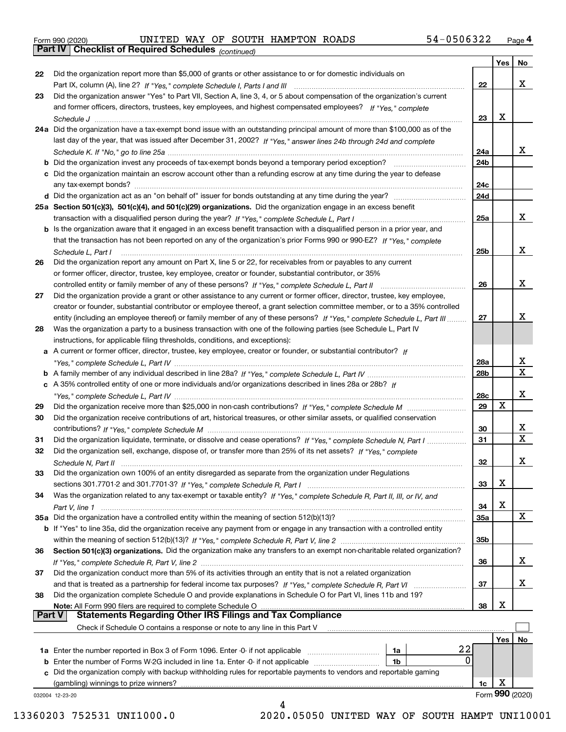Form 990 (2020) UNITED WAY OF SOUTH HAMPTON ROADS 54-0506322

## Part IV Checklist of Required Schedules *(continued)*

| | | | Yes | No |
|---|---|---|---|---|
| 22 | Did the organization report more than $5,000 of grants or other assistance to or for domestic individuals on Part IX, column (A), line 2? *If "Yes," complete Schedule I, Parts I and III* | 22 | | X |
| 23 | Did the organization answer "Yes" to Part VII, Section A, line 3, 4, or 5 about compensation of the organization's current and former officers, directors, trustees, key employees, and highest compensated employees? *If "Yes," complete Schedule J* | 23 | X | |
| 24a | Did the organization have a tax-exempt bond issue with an outstanding principal amount of more than $100,000 as of the last day of the year, that was issued after December 31, 2002? *If "Yes," answer lines 24b through 24d and complete Schedule K. If "No," go to line 25a* | 24a | | X |
| b | Did the organization invest any proceeds of tax-exempt bonds beyond a temporary period exception? | 24b | | |
| c | Did the organization maintain an escrow account other than a refunding escrow at any time during the year to defease any tax-exempt bonds? | 24c | | |
| d | Did the organization act as an "on behalf of" issuer for bonds outstanding at any time during the year? | 24d | | |
| 25a | **Section 501(c)(3), 501(c)(4), and 501(c)(29) organizations.** Did the organization engage in an excess benefit transaction with a disqualified person during the year? *If "Yes," complete Schedule L, Part I* | 25a | | X |
| b | Is the organization aware that it engaged in an excess benefit transaction with a disqualified person in a prior year, and that the transaction has not been reported on any of the organization's prior Forms 990 or 990-EZ? *If "Yes," complete Schedule L, Part I* | 25b | | X |
| 26 | Did the organization report any amount on Part X, line 5 or 22, for receivables from or payables to any current or former officer, director, trustee, key employee, creator or founder, substantial contributor, or 35% controlled entity or family member of any of these persons? *If "Yes," complete Schedule L, Part II* | 26 | | X |
| 27 | Did the organization provide a grant or other assistance to any current or former officer, director, trustee, key employee, creator or founder, substantial contributor or employee thereof, a grant selection committee member, or to a 35% controlled entity (including an employee thereof) or family member of any of these persons? *If "Yes," complete Schedule L, Part III* | 27 | | X |
| 28 | Was the organization a party to a business transaction with one of the following parties (see Schedule L, Part IV instructions, for applicable filing thresholds, conditions, and exceptions): | | | |
| a | A current or former officer, director, trustee, key employee, creator or founder, or substantial contributor? *If "Yes," complete Schedule L, Part IV* | 28a | | X |
| b | A family member of any individual described in line 28a? *If "Yes," complete Schedule L, Part IV* | 28b | | X |
| c | A 35% controlled entity of one or more individuals and/or organizations described in lines 28a or 28b? *If "Yes," complete Schedule L, Part IV* | 28c | | X |
| 29 | Did the organization receive more than $25,000 in non-cash contributions? *If "Yes," complete Schedule M* | 29 | X | |
| 30 | Did the organization receive contributions of art, historical treasures, or other similar assets, or qualified conservation contributions? *If "Yes," complete Schedule M* | 30 | | X |
| 31 | Did the organization liquidate, terminate, or dissolve and cease operations? *If "Yes," complete Schedule N, Part I* | 31 | | X |
| 32 | Did the organization sell, exchange, dispose of, or transfer more than 25% of its net assets? *If "Yes," complete Schedule N, Part II* | 32 | | X |
| 33 | Did the organization own 100% of an entity disregarded as separate from the organization under Regulations sections 301.7701-2 and 301.7701-3? *If "Yes," complete Schedule R, Part I* | 33 | X | |
| 34 | Was the organization related to any tax-exempt or taxable entity? *If "Yes," complete Schedule R, Part II, III, or IV, and Part V, line 1* | 34 | X | |
| 35a | Did the organization have a controlled entity within the meaning of section 512(b)(13)? | 35a | | X |
| b | If "Yes" to line 35a, did the organization receive any payment from or engage in any transaction with a controlled entity within the meaning of section 512(b)(13)? *If "Yes," complete Schedule R, Part V, line 2* | 35b | | |
| 36 | **Section 501(c)(3) organizations.** Did the organization make any transfers to an exempt non-charitable related organization? *If "Yes," complete Schedule R, Part V, line 2* | 36 | | X |
| 37 | Did the organization conduct more than 5% of its activities through an entity that is not a related organization and that is treated as a partnership for federal income tax purposes? *If "Yes," complete Schedule R, Part VI* | 37 | | X |
| 38 | Did the organization complete Schedule O and provide explanations in Schedule O for Part VI, lines 11b and 19? **Note:** All Form 990 filers are required to complete Schedule O | 38 | X | |

## Part V Statements Regarding Other IRS Filings and Tax Compliance

Check if Schedule O contains a response or note to any line in this Part V ☐

| | | | | | Yes | No |
|---|---|---|---|---|---|---|
| 1a | Enter the number reported in Box 3 of Form 1096. Enter -0- if not applicable | 1a | 22 | | | |
| b | Enter the number of Forms W-2G included in line 1a. Enter -0- if not applicable | 1b | 0 | | | |
| c | Did the organization comply with backup withholding rules for reportable payments to vendors and reportable gaming (gambling) winnings to prize winners? | | | 1c | X | |

032004 12-23-20 Form **990** (2020)

13360203 752531 UNI1000.0 2020.05050 UNITED WAY OF SOUTH HAMPT UNI10001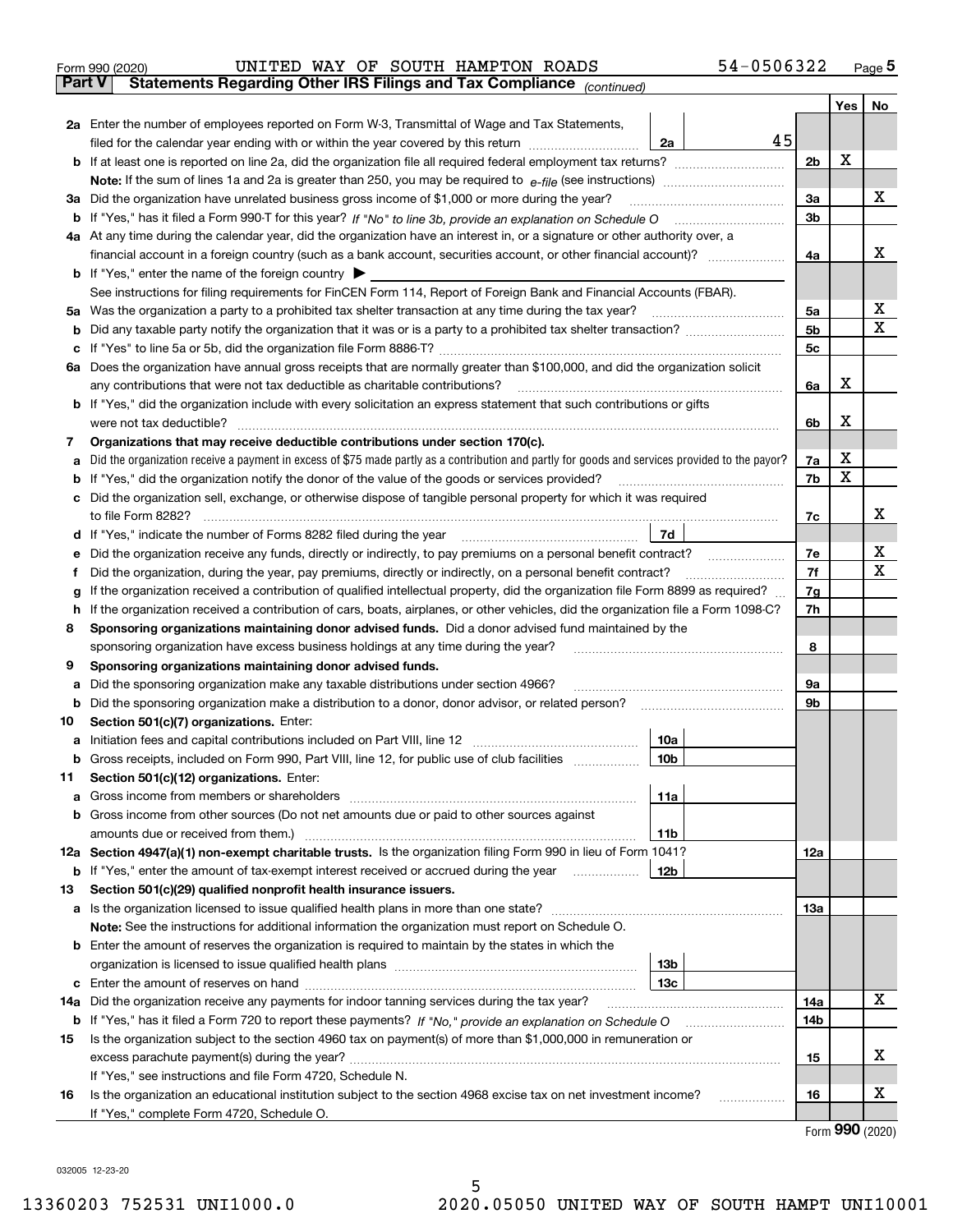Form 990 (2020) UNITED WAY OF SOUTH HAMPTON ROADS 54-0506322 Page 5

**Part V Statements Regarding Other IRS Filings and Tax Compliance** *(continued)*

| | | | | Yes | No |
|---|---|---|---|---|---|
| **2a** | Enter the number of employees reported on Form W-3, Transmittal of Wage and Tax Statements, filed for the calendar year ending with or within the year covered by this return | 2a | 45 | | |
| **b** | If at least one is reported on line 2a, did the organization file all required federal employment tax returns? | | 2b | X | |
| | **Note:** If the sum of lines 1a and 2a is greater than 250, you may be required to *e-file* (see instructions) | | | | |
| **3a** | Did the organization have unrelated business gross income of $1,000 or more during the year? | | 3a | | X |
| **b** | If "Yes," has it filed a Form 990-T for this year? *If "No" to line 3b, provide an explanation on Schedule O* | | 3b | | |
| **4a** | At any time during the calendar year, did the organization have an interest in, or a signature or other authority over, a financial account in a foreign country (such as a bank account, securities account, or other financial account)? | | 4a | | X |
| **b** | If "Yes," enter the name of the foreign country ▶ | | | | |
| | See instructions for filing requirements for FinCEN Form 114, Report of Foreign Bank and Financial Accounts (FBAR). | | | | |
| **5a** | Was the organization a party to a prohibited tax shelter transaction at any time during the tax year? | | 5a | | X |
| **b** | Did any taxable party notify the organization that it was or is a party to a prohibited tax shelter transaction? | | 5b | | X |
| **c** | If "Yes" to line 5a or 5b, did the organization file Form 8886-T? | | 5c | | |
| **6a** | Does the organization have annual gross receipts that are normally greater than $100,000, and did the organization solicit any contributions that were not tax deductible as charitable contributions? | | 6a | X | |
| **b** | If "Yes," did the organization include with every solicitation an express statement that such contributions or gifts were not tax deductible? | | 6b | X | |
| **7** | **Organizations that may receive deductible contributions under section 170(c).** | | | | |
| **a** | Did the organization receive a payment in excess of $75 made partly as a contribution and partly for goods and services provided to the payor? | | 7a | X | |
| **b** | If "Yes," did the organization notify the donor of the value of the goods or services provided? | | 7b | X | |
| **c** | Did the organization sell, exchange, or otherwise dispose of tangible personal property for which it was required to file Form 8282? | | 7c | | X |
| **d** | If "Yes," indicate the number of Forms 8282 filed during the year | 7d | | | |
| **e** | Did the organization receive any funds, directly or indirectly, to pay premiums on a personal benefit contract? | | 7e | | X |
| **f** | Did the organization, during the year, pay premiums, directly or indirectly, on a personal benefit contract? | | 7f | | X |
| **g** | If the organization received a contribution of qualified intellectual property, did the organization file Form 8899 as required? | | 7g | | |
| **h** | If the organization received a contribution of cars, boats, airplanes, or other vehicles, did the organization file a Form 1098-C? | | 7h | | |
| **8** | **Sponsoring organizations maintaining donor advised funds.** Did a donor advised fund maintained by the sponsoring organization have excess business holdings at any time during the year? | | 8 | | |
| **9** | **Sponsoring organizations maintaining donor advised funds.** | | | | |
| **a** | Did the sponsoring organization make any taxable distributions under section 4966? | | 9a | | |
| **b** | Did the sponsoring organization make a distribution to a donor, donor advisor, or related person? | | 9b | | |
| **10** | **Section 501(c)(7) organizations.** Enter: | | | | |
| **a** | Initiation fees and capital contributions included on Part VIII, line 12 | 10a | | | |
| **b** | Gross receipts, included on Form 990, Part VIII, line 12, for public use of club facilities | 10b | | | |
| **11** | **Section 501(c)(12) organizations.** Enter: | | | | |
| **a** | Gross income from members or shareholders | 11a | | | |
| **b** | Gross income from other sources (Do not net amounts due or paid to other sources against amounts due or received from them.) | 11b | | | |
| **12a** | **Section 4947(a)(1) non-exempt charitable trusts.** Is the organization filing Form 990 in lieu of Form 1041? | | 12a | | |
| **b** | If "Yes," enter the amount of tax-exempt interest received or accrued during the year | 12b | | | |
| **13** | **Section 501(c)(29) qualified nonprofit health insurance issuers.** | | | | |
| **a** | Is the organization licensed to issue qualified health plans in more than one state? | | 13a | | |
| | **Note:** See the instructions for additional information the organization must report on Schedule O. | | | | |
| **b** | Enter the amount of reserves the organization is required to maintain by the states in which the organization is licensed to issue qualified health plans | 13b | | | |
| **c** | Enter the amount of reserves on hand | 13c | | | |
| **14a** | Did the organization receive any payments for indoor tanning services during the tax year? | | 14a | | X |
| **b** | If "Yes," has it filed a Form 720 to report these payments? *If "No," provide an explanation on Schedule O* | | 14b | | |
| **15** | Is the organization subject to the section 4960 tax on payment(s) of more than $1,000,000 in remuneration or excess parachute payment(s) during the year? | | 15 | | X |
| | If "Yes," see instructions and file Form 4720, Schedule N. | | | | |
| **16** | Is the organization an educational institution subject to the section 4968 excise tax on net investment income? | | 16 | | X |
| | If "Yes," complete Form 4720, Schedule O. | | | | |

Form **990** (2020)

032005 12-23-20

13360203 752531 UNI1000.0 2020.05050 UNITED WAY OF SOUTH HAMPT UNI10001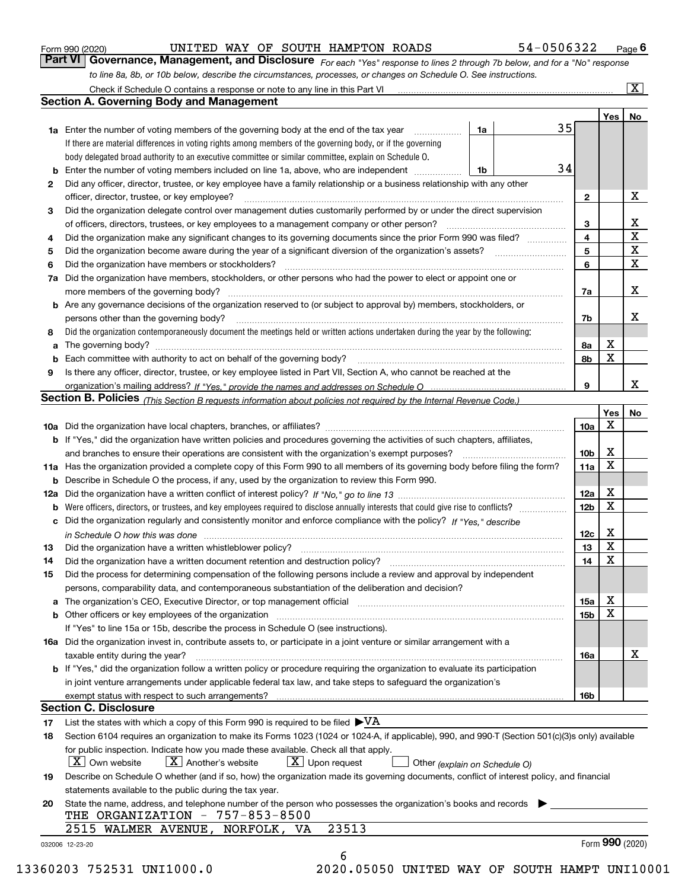Form 990 (2020) UNITED WAY OF SOUTH HAMPTON ROADS 54-0506322 Page 6

## Part VI Governance, Management, and Disclosure

*For each "Yes" response to lines 2 through 7b below, and for a "No" response to line 8a, 8b, or 10b below, describe the circumstances, processes, or changes on Schedule O. See instructions.*

Check if Schedule O contains a response or note to any line in this Part VI ..... [X]

### Section A. Governing Body and Management

| | | | | Yes | No |
|---|---|---|---|---|---|
| **1a** | Enter the number of voting members of the governing body at the end of the tax year ..... **1a** 35. If there are material differences in voting rights among members of the governing body, or if the governing body delegated broad authority to an executive committee or similar committee, explain on Schedule O. | | | | |
| **b** | Enter the number of voting members included on line 1a, above, who are independent ..... **1b** 34 | | | | |
| **2** | Did any officer, director, trustee, or key employee have a family relationship or a business relationship with any other officer, director, trustee, or key employee? | 2 | | | X |
| **3** | Did the organization delegate control over management duties customarily performed by or under the direct supervision of officers, directors, trustees, or key employees to a management company or other person? | 3 | | | X |
| **4** | Did the organization make any significant changes to its governing documents since the prior Form 990 was filed? | 4 | | | X |
| **5** | Did the organization become aware during the year of a significant diversion of the organization's assets? | 5 | | | X |
| **6** | Did the organization have members or stockholders? | 6 | | | X |
| **7a** | Did the organization have members, stockholders, or other persons who had the power to elect or appoint one or more members of the governing body? | 7a | | | X |
| **b** | Are any governance decisions of the organization reserved to (or subject to approval by) members, stockholders, or persons other than the governing body? | 7b | | | X |
| **8** | Did the organization contemporaneously document the meetings held or written actions undertaken during the year by the following: | | | | |
| **a** | The governing body? | 8a | | X | |
| **b** | Each committee with authority to act on behalf of the governing body? | 8b | | X | |
| **9** | Is there any officer, director, trustee, or key employee listed in Part VII, Section A, who cannot be reached at the organization's mailing address? *If "Yes," provide the names and addresses on Schedule O* | 9 | | | X |

### Section B. Policies *(This Section B requests information about policies not required by the Internal Revenue Code.)*

| | | | Yes | No |
|---|---|---|---|---|
| **10a** | Did the organization have local chapters, branches, or affiliates? | 10a | X | |
| **b** | If "Yes," did the organization have written policies and procedures governing the activities of such chapters, affiliates, and branches to ensure their operations are consistent with the organization's exempt purposes? | 10b | X | |
| **11a** | Has the organization provided a complete copy of this Form 990 to all members of its governing body before filing the form? | 11a | X | |
| **b** | Describe in Schedule O the process, if any, used by the organization to review this Form 990. | | | |
| **12a** | Did the organization have a written conflict of interest policy? *If "No," go to line 13* | 12a | X | |
| **b** | Were officers, directors, or trustees, and key employees required to disclose annually interests that could give rise to conflicts? | 12b | X | |
| **c** | Did the organization regularly and consistently monitor and enforce compliance with the policy? *If "Yes," describe in Schedule O how this was done* | 12c | X | |
| **13** | Did the organization have a written whistleblower policy? | 13 | X | |
| **14** | Did the organization have a written document retention and destruction policy? | 14 | X | |
| **15** | Did the process for determining compensation of the following persons include a review and approval by independent persons, comparability data, and contemporaneous substantiation of the deliberation and decision? | | | |
| **a** | The organization's CEO, Executive Director, or top management official | 15a | X | |
| **b** | Other officers or key employees of the organization | 15b | X | |
| | If "Yes" to line 15a or 15b, describe the process in Schedule O (see instructions). | | | |
| **16a** | Did the organization invest in, contribute assets to, or participate in a joint venture or similar arrangement with a taxable entity during the year? | 16a | | X |
| **b** | If "Yes," did the organization follow a written policy or procedure requiring the organization to evaluate its participation in joint venture arrangements under applicable federal tax law, and take steps to safeguard the organization's exempt status with respect to such arrangements? | 16b | | |

### Section C. Disclosure

**17** List the states with which a copy of this Form 990 is required to be filed ▶VA

**18** Section 6104 requires an organization to make its Forms 1023 (1024 or 1024-A, if applicable), 990, and 990-T (Section 501(c)(3)s only) available for public inspection. Indicate how you made these available. Check all that apply.

[X] Own website [X] Another's website [X] Upon request [ ] Other *(explain on Schedule O)*

**19** Describe on Schedule O whether (and if so, how) the organization made its governing documents, conflict of interest policy, and financial statements available to the public during the tax year.

**20** State the name, address, and telephone number of the person who possesses the organization's books and records ▶

THE ORGANIZATION - 757-853-8500
2515 WALMER AVENUE, NORFOLK, VA 23513

032006 12-23-20 Form 990 (2020)

13360203 752531 UNI1000.0 2020.05050 UNITED WAY OF SOUTH HAMPT UNI10001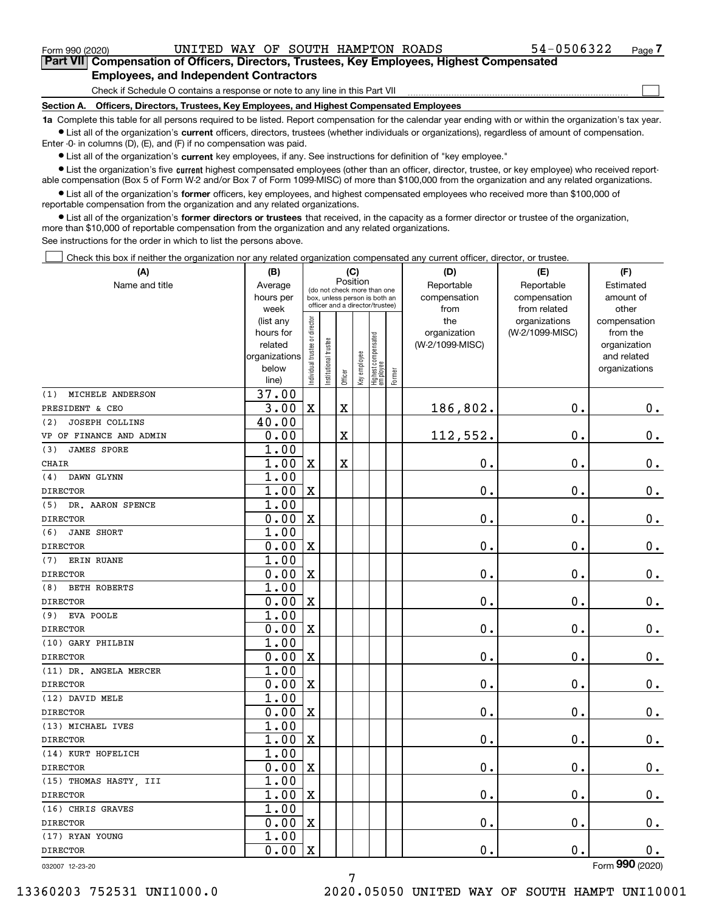Form 990 (2020) UNITED WAY OF SOUTH HAMPTON ROADS 54-0506322

## Part VII Compensation of Officers, Directors, Trustees, Key Employees, Highest Compensated Employees, and Independent Contractors

Check if Schedule O contains a response or note to any line in this Part VII

### Section A. Officers, Directors, Trustees, Key Employees, and Highest Compensated Employees

**1a** Complete this table for all persons required to be listed. Report compensation for the calendar year ending with or within the organization's tax year.

- List all of the organization's **current** officers, directors, trustees (whether individuals or organizations), regardless of amount of compensation. Enter -0- in columns (D), (E), and (F) if no compensation was paid.
- List all of the organization's **current** key employees, if any. See instructions for definition of "key employee."
- List the organization's five **current** highest compensated employees (other than an officer, director, trustee, or key employee) who received reportable compensation (Box 5 of Form W-2 and/or Box 7 of Form 1099-MISC) of more than $100,000 from the organization and any related organizations.
- List all of the organization's **former** officers, key employees, and highest compensated employees who received more than $100,000 of reportable compensation from the organization and any related organizations.
- List all of the organization's **former directors or trustees** that received, in the capacity as a former director or trustee of the organization, more than $10,000 of reportable compensation from the organization and any related organizations.

See instructions for the order in which to list the persons above.

Check this box if neither the organization nor any related organization compensated any current officer, director, or trustee.

| (A) Name and title | (B) Average hours per week (list any hours for related organizations below line) | (C) Position: Individual trustee or director | Institutional trustee | Officer | Key employee | Highest compensated employee | Former | (D) Reportable compensation from the organization (W-2/1099-MISC) | (E) Reportable compensation from related organizations (W-2/1099-MISC) | (F) Estimated amount of other compensation from the organization and related organizations |
|---|---|---|---|---|---|---|---|---|---|---|
| (1) MICHELE ANDERSON<br>PRESIDENT & CEO | 37.00<br>3.00 | X | | X | | | | 186,802. | 0. | 0. |
| (2) JOSEPH COLLINS<br>VP OF FINANCE AND ADMIN | 40.00<br>0.00 | | | X | | | | 112,552. | 0. | 0. |
| (3) JAMES SPORE<br>CHAIR | 1.00<br>1.00 | X | | X | | | | 0. | 0. | 0. |
| (4) DAWN GLYNN<br>DIRECTOR | 1.00<br>1.00 | X | | | | | | 0. | 0. | 0. |
| (5) DR. AARON SPENCE<br>DIRECTOR | 1.00<br>0.00 | X | | | | | | 0. | 0. | 0. |
| (6) JANE SHORT<br>DIRECTOR | 1.00<br>0.00 | X | | | | | | 0. | 0. | 0. |
| (7) ERIN RUANE<br>DIRECTOR | 1.00<br>0.00 | X | | | | | | 0. | 0. | 0. |
| (8) BETH ROBERTS<br>DIRECTOR | 1.00<br>0.00 | X | | | | | | 0. | 0. | 0. |
| (9) EVA POOLE<br>DIRECTOR | 1.00<br>0.00 | X | | | | | | 0. | 0. | 0. |
| (10) GARY PHILBIN<br>DIRECTOR | 1.00<br>0.00 | X | | | | | | 0. | 0. | 0. |
| (11) DR. ANGELA MERCER<br>DIRECTOR | 1.00<br>0.00 | X | | | | | | 0. | 0. | 0. |
| (12) DAVID MELE<br>DIRECTOR | 1.00<br>0.00 | X | | | | | | 0. | 0. | 0. |
| (13) MICHAEL IVES<br>DIRECTOR | 1.00<br>1.00 | X | | | | | | 0. | 0. | 0. |
| (14) KURT HOFELICH<br>DIRECTOR | 1.00<br>0.00 | X | | | | | | 0. | 0. | 0. |
| (15) THOMAS HASTY, III<br>DIRECTOR | 1.00<br>1.00 | X | | | | | | 0. | 0. | 0. |
| (16) CHRIS GRAVES<br>DIRECTOR | 1.00<br>0.00 | X | | | | | | 0. | 0. | 0. |
| (17) RYAN YOUNG<br>DIRECTOR | 1.00<br>0.00 | X | | | | | | 0. | 0. | 0. |

032007 12-23-20 Form 990 (2020)

13360203 752531 UNI1000.0 2020.05050 UNITED WAY OF SOUTH HAMPT UNI10001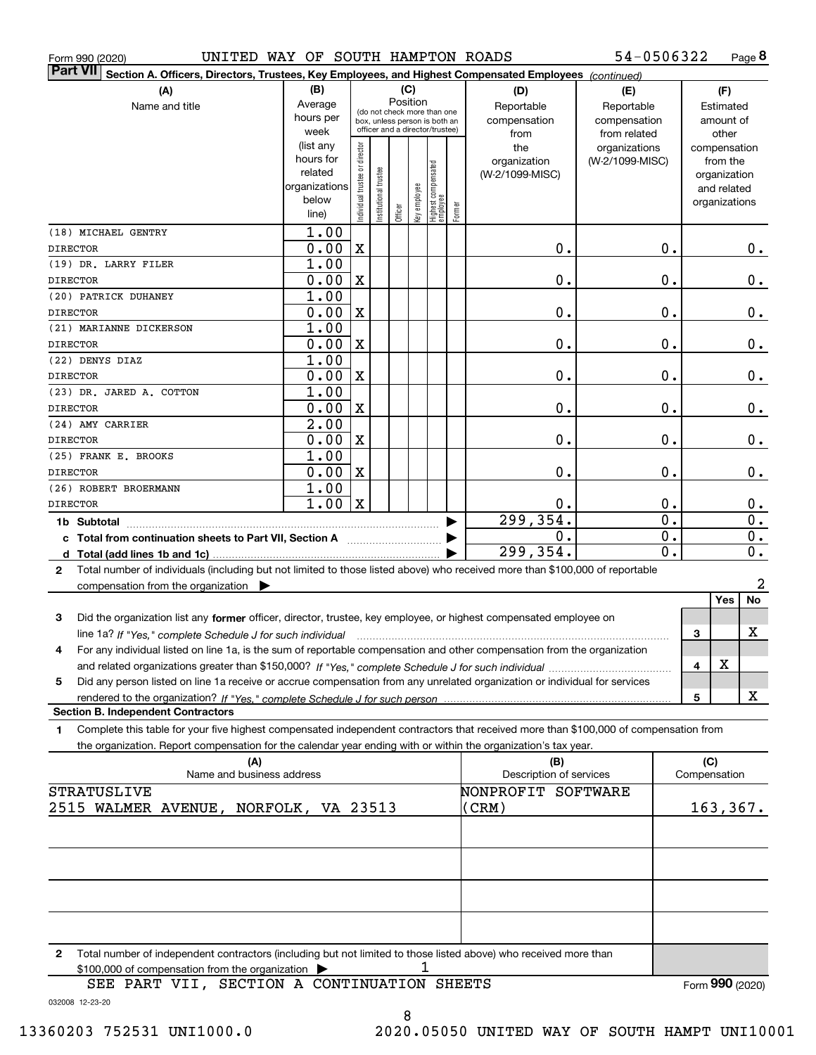Form 990 (2020) UNITED WAY OF SOUTH HAMPTON ROADS 54-0506322

**Part VII Section A. Officers, Directors, Trustees, Key Employees, and Highest Compensated Employees** *(continued)*

| (A) Name and title | (B) Average hours per week (list any hours for related organizations below line) | (C) Position: Individual trustee or director | Institutional trustee | Officer | Key employee | Highest compensated employee | Former | (D) Reportable compensation from the organization (W-2/1099-MISC) | (E) Reportable compensation from related organizations (W-2/1099-MISC) | (F) Estimated amount of other compensation from the organization and related organizations |
|---|---|---|---|---|---|---|---|---|---|---|
| (18) MICHAEL GENTRY<br>DIRECTOR | 1.00<br>0.00 | X | | | | | | 0. | 0. | 0. |
| (19) DR. LARRY FILER<br>DIRECTOR | 1.00<br>0.00 | X | | | | | | 0. | 0. | 0. |
| (20) PATRICK DUHANEY<br>DIRECTOR | 1.00<br>0.00 | X | | | | | | 0. | 0. | 0. |
| (21) MARIANNE DICKERSON<br>DIRECTOR | 1.00<br>0.00 | X | | | | | | 0. | 0. | 0. |
| (22) DENYS DIAZ<br>DIRECTOR | 1.00<br>0.00 | X | | | | | | 0. | 0. | 0. |
| (23) DR. JARED A. COTTON<br>DIRECTOR | 1.00<br>0.00 | X | | | | | | 0. | 0. | 0. |
| (24) AMY CARRIER<br>DIRECTOR | 2.00<br>0.00 | X | | | | | | 0. | 0. | 0. |
| (25) FRANK E. BROOKS<br>DIRECTOR | 1.00<br>0.00 | X | | | | | | 0. | 0. | 0. |
| (26) ROBERT BROERMANN<br>DIRECTOR | 1.00<br>1.00 | X | | | | | | 0. | 0. | 0. |
| **1b Subtotal** | | | | | | | | 299,354. | 0. | 0. |
| **c Total from continuation sheets to Part VII, Section A** | | | | | | | | 0. | 0. | 0. |
| **d Total (add lines 1b and 1c)** | | | | | | | | 299,354. | 0. | 0. |

2 Total number of individuals (including but not limited to those listed above) who received more than $100,000 of reportable compensation from the organization ▶ 2

| | | | Yes | No |
|---|---|---|---|---|
| 3 | Did the organization list any **former** officer, director, trustee, key employee, or highest compensated employee on line 1a? *If "Yes," complete Schedule J for such individual* | 3 | | X |
| 4 | For any individual listed on line 1a, is the sum of reportable compensation and other compensation from the organization and related organizations greater than $150,000? *If "Yes," complete Schedule J for such individual* | 4 | X | |
| 5 | Did any person listed on line 1a receive or accrue compensation from any unrelated organization or individual for services rendered to the organization? *If "Yes," complete Schedule J for such person* | 5 | | X |

**Section B. Independent Contractors**

1 Complete this table for your five highest compensated independent contractors that received more than $100,000 of compensation from the organization. Report compensation for the calendar year ending with or within the organization's tax year.

| (A) Name and business address | (B) Description of services | (C) Compensation |
|---|---|---|
| STRATUSLIVE<br>2515 WALMER AVENUE, NORFOLK, VA 23513 | NONPROFIT SOFTWARE (CRM) | 163,367. |
| | | |
| | | |
| | | |
| | | |

2 Total number of independent contractors (including but not limited to those listed above) who received more than $100,000 of compensation from the organization ▶ 1

SEE PART VII, SECTION A CONTINUATION SHEETS

Form **990** (2020)

032008 12-23-20

13360203 752531 UNI1000.0 2020.05050 UNITED WAY OF SOUTH HAMPT UNI10001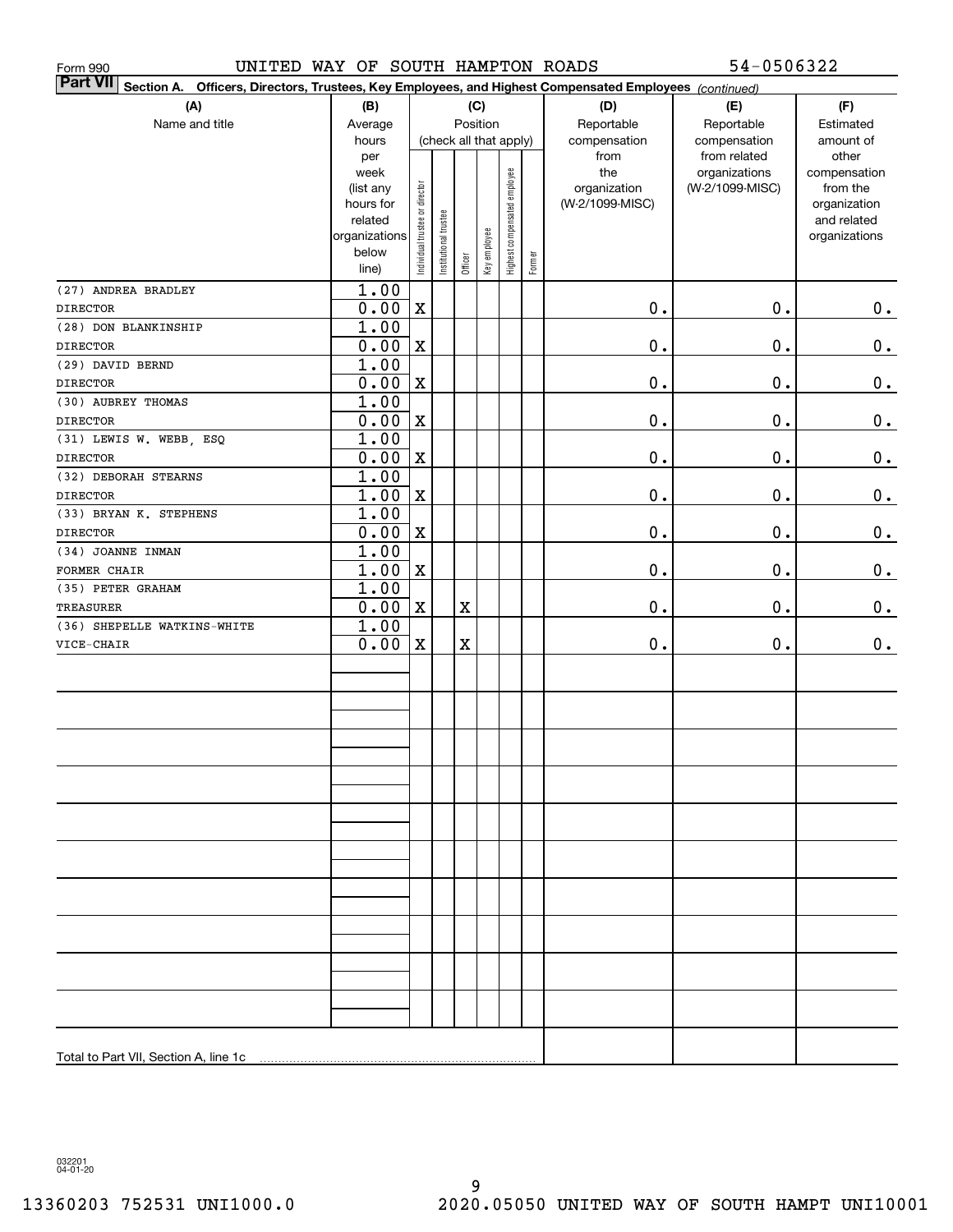Form 990 UNITED WAY OF SOUTH HAMPTON ROADS 54-0506322

**Part VII Section A. Officers, Directors, Trustees, Key Employees, and Highest Compensated Employees** *(continued)*

| (A) Name and title | (B) Average hours per week (list any hours for related organizations below line) | (C) Position (check all that apply): Individual trustee or director | Institutional trustee | Officer | Key employee | Highest compensated employee | Former | (D) Reportable compensation from the organization (W-2/1099-MISC) | (E) Reportable compensation from related organizations (W-2/1099-MISC) | (F) Estimated amount of other compensation from the organization and related organizations |
|---|---|---|---|---|---|---|---|---|---|---|
| (27) ANDREA BRADLEY<br>DIRECTOR | 1.00<br>0.00 | X | | | | | | 0. | 0. | 0. |
| (28) DON BLANKINSHIP<br>DIRECTOR | 1.00<br>0.00 | X | | | | | | 0. | 0. | 0. |
| (29) DAVID BERND<br>DIRECTOR | 1.00<br>0.00 | X | | | | | | 0. | 0. | 0. |
| (30) AUBREY THOMAS<br>DIRECTOR | 1.00<br>0.00 | X | | | | | | 0. | 0. | 0. |
| (31) LEWIS W. WEBB, ESQ<br>DIRECTOR | 1.00<br>0.00 | X | | | | | | 0. | 0. | 0. |
| (32) DEBORAH STEARNS<br>DIRECTOR | 1.00<br>1.00 | X | | | | | | 0. | 0. | 0. |
| (33) BRYAN K. STEPHENS<br>DIRECTOR | 1.00<br>0.00 | X | | | | | | 0. | 0. | 0. |
| (34) JOANNE INMAN<br>FORMER CHAIR | 1.00<br>1.00 | X | | | | | | 0. | 0. | 0. |
| (35) PETER GRAHAM<br>TREASURER | 1.00<br>0.00 | X | | X | | | | 0. | 0. | 0. |
| (36) SHEPELLE WATKINS-WHITE<br>VICE-CHAIR | 1.00<br>0.00 | X | | X | | | | 0. | 0. | 0. |
| Total to Part VII, Section A, line 1c | | | | | | | | | | |

032201 04-01-20

13360203 752531 UNI1000.0 2020.05050 UNITED WAY OF SOUTH HAMPT UNI10001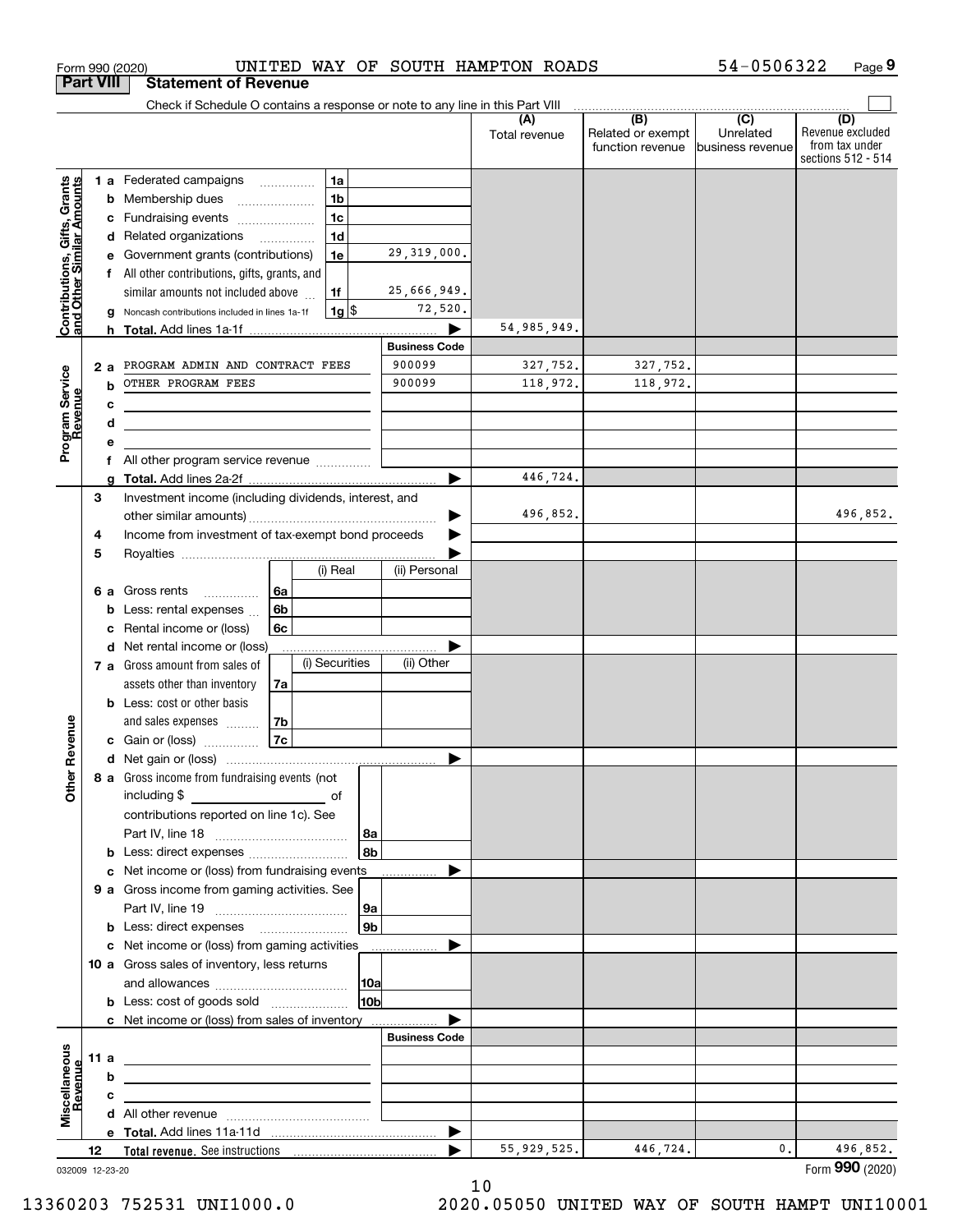Form 990 (2020) UNITED WAY OF SOUTH HAMPTON ROADS 54-0506322 Page 9

## Part VIII Statement of Revenue

Check if Schedule O contains a response or note to any line in this Part VIII

| | | | | (A) Total revenue | (B) Related or exempt function revenue | (C) Unrelated business revenue | (D) Revenue excluded from tax under sections 512 - 514 |
|---|---|---|---|---|---|---|---|
| **Contributions, Gifts, Grants and Other Similar Amounts** | 1 a | Federated campaigns | 1a | | | | |
| | b | Membership dues | 1b | | | | |
| | c | Fundraising events | 1c | | | | |
| | d | Related organizations | 1d | | | | |
| | e | Government grants (contributions) | 1e 29,319,000. | | | | |
| | f | All other contributions, gifts, grants, and similar amounts not included above | 1f 25,666,949. | | | | |
| | g | Noncash contributions included in lines 1a-1f | 1g $ 72,520. | | | | |
| | h | **Total.** Add lines 1a-1f | | 54,985,949. | | | |
| | | | **Business Code** | | | | |
| **Program Service Revenue** | 2 a | PROGRAM ADMIN AND CONTRACT FEES | 900099 | 327,752. | 327,752. | | |
| | b | OTHER PROGRAM FEES | 900099 | 118,972. | 118,972. | | |
| | c | | | | | | |
| | d | | | | | | |
| | e | | | | | | |
| | f | All other program service revenue | | | | | |
| | g | **Total.** Add lines 2a-2f | | 446,724. | | | |
| **Other Revenue** | 3 | Investment income (including dividends, interest, and other similar amounts) | | 496,852. | | | 496,852. |
| | 4 | Income from investment of tax-exempt bond proceeds | | | | | |
| | 5 | Royalties | | | | | |
| | | | (i) Real / (ii) Personal | | | | |
| | 6 a | Gross rents | 6a | | | | |
| | b | Less: rental expenses | 6b | | | | |
| | c | Rental income or (loss) | 6c | | | | |
| | d | Net rental income or (loss) | | | | | |
| | | | (i) Securities / (ii) Other | | | | |
| | 7 a | Gross amount from sales of assets other than inventory | 7a | | | | |
| | b | Less: cost or other basis and sales expenses | 7b | | | | |
| | c | Gain or (loss) | 7c | | | | |
| | d | Net gain or (loss) | | | | | |
| | 8 a | Gross income from fundraising events (not including $ ______ of contributions reported on line 1c). See Part IV, line 18 | 8a | | | | |
| | b | Less: direct expenses | 8b | | | | |
| | c | Net income or (loss) from fundraising events | | | | | |
| | 9 a | Gross income from gaming activities. See Part IV, line 19 | 9a | | | | |
| | b | Less: direct expenses | 9b | | | | |
| | c | Net income or (loss) from gaming activities | | | | | |
| | 10 a | Gross sales of inventory, less returns and allowances | 10a | | | | |
| | b | Less: cost of goods sold | 10b | | | | |
| | c | Net income or (loss) from sales of inventory | | | | | |
| | | | **Business Code** | | | | |
| **Miscellaneous Revenue** | 11 a | | | | | | |
| | b | | | | | | |
| | c | | | | | | |
| | d | All other revenue | | | | | |
| | e | **Total.** Add lines 11a-11d | | | | | |
| | 12 | **Total revenue.** See instructions | | 55,929,525. | 446,724. | 0. | 496,852. |

032009 12-23-20 Form **990** (2020)

13360203 752531 UNI1000.0 2020.05050 UNITED WAY OF SOUTH HAMPT UNI10001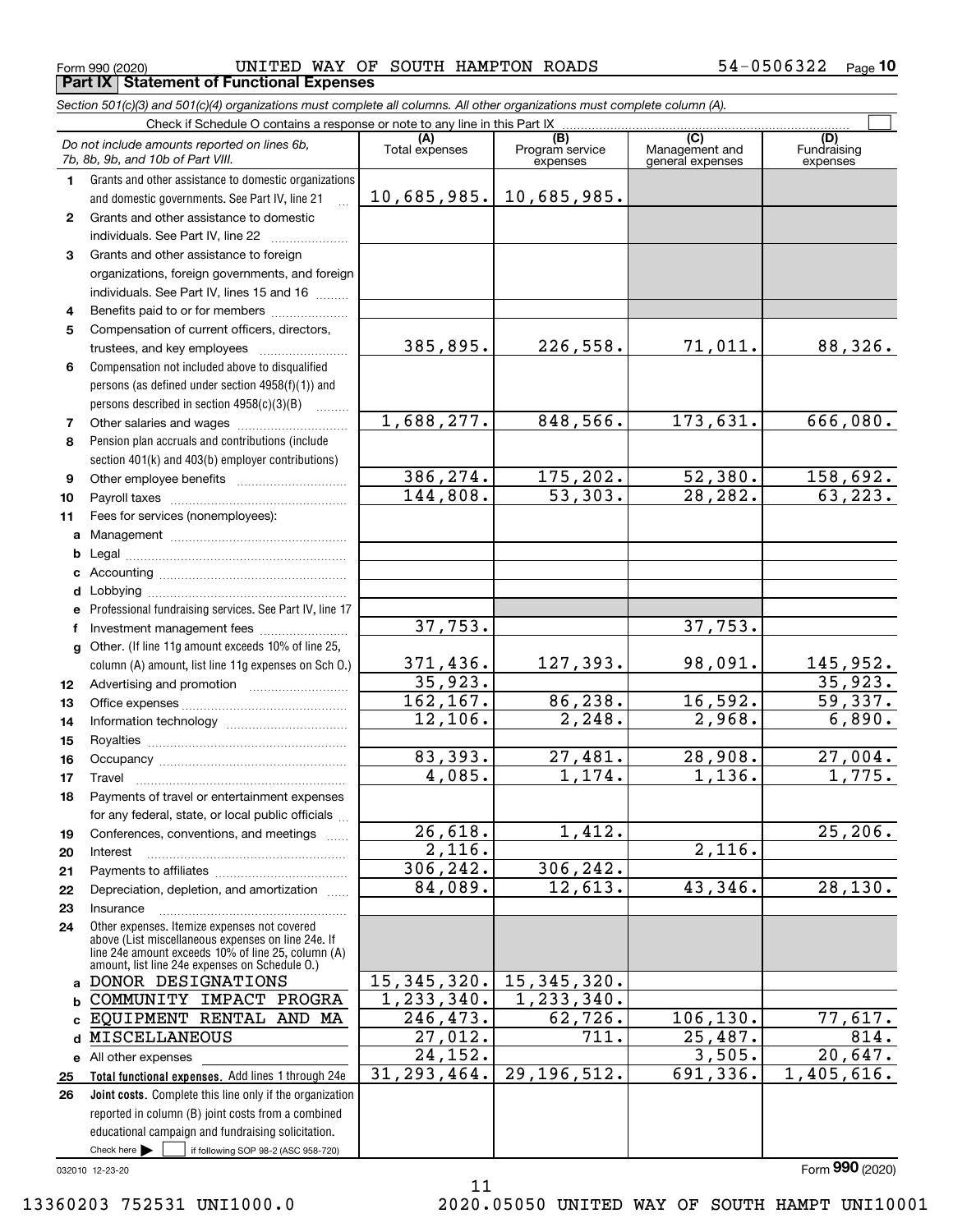Form 990 (2020) UNITED WAY OF SOUTH HAMPTON ROADS 54-0506322

## Part IX Statement of Functional Expenses

*Section 501(c)(3) and 501(c)(4) organizations must complete all columns. All other organizations must complete column (A).*

Check if Schedule O contains a response or note to any line in this Part IX

| | *Do not include amounts reported on lines 6b, 7b, 8b, 9b, and 10b of Part VIII.* | (A) Total expenses | (B) Program service expenses | (C) Management and general expenses | (D) Fundraising expenses |
|---|---|---|---|---|---|
| 1 | Grants and other assistance to domestic organizations and domestic governments. See Part IV, line 21 | 10,685,985. | 10,685,985. | | |
| 2 | Grants and other assistance to domestic individuals. See Part IV, line 22 | | | | |
| 3 | Grants and other assistance to foreign organizations, foreign governments, and foreign individuals. See Part IV, lines 15 and 16 | | | | |
| 4 | Benefits paid to or for members | | | | |
| 5 | Compensation of current officers, directors, trustees, and key employees | 385,895. | 226,558. | 71,011. | 88,326. |
| 6 | Compensation not included above to disqualified persons (as defined under section 4958(f)(1)) and persons described in section 4958(c)(3)(B) | | | | |
| 7 | Other salaries and wages | 1,688,277. | 848,566. | 173,631. | 666,080. |
| 8 | Pension plan accruals and contributions (include section 401(k) and 403(b) employer contributions) | | | | |
| 9 | Other employee benefits | 386,274. | 175,202. | 52,380. | 158,692. |
| 10 | Payroll taxes | 144,808. | 53,303. | 28,282. | 63,223. |
| 11 | Fees for services (nonemployees): | | | | |
| a | Management | | | | |
| b | Legal | | | | |
| c | Accounting | | | | |
| d | Lobbying | | | | |
| e | Professional fundraising services. See Part IV, line 17 | | | | |
| f | Investment management fees | 37,753. | | 37,753. | |
| g | Other. (If line 11g amount exceeds 10% of line 25, column (A) amount, list line 11g expenses on Sch O.) | 371,436. | 127,393. | 98,091. | 145,952. |
| 12 | Advertising and promotion | 35,923. | | | 35,923. |
| 13 | Office expenses | 162,167. | 86,238. | 16,592. | 59,337. |
| 14 | Information technology | 12,106. | 2,248. | 2,968. | 6,890. |
| 15 | Royalties | | | | |
| 16 | Occupancy | 83,393. | 27,481. | 28,908. | 27,004. |
| 17 | Travel | 4,085. | 1,174. | 1,136. | 1,775. |
| 18 | Payments of travel or entertainment expenses for any federal, state, or local public officials | | | | |
| 19 | Conferences, conventions, and meetings | 26,618. | 1,412. | | 25,206. |
| 20 | Interest | 2,116. | | 2,116. | |
| 21 | Payments to affiliates | 306,242. | 306,242. | | |
| 22 | Depreciation, depletion, and amortization | 84,089. | 12,613. | 43,346. | 28,130. |
| 23 | Insurance | | | | |
| 24 | Other expenses. Itemize expenses not covered above (List miscellaneous expenses on line 24e. If line 24e amount exceeds 10% of line 25, column (A) amount, list line 24e expenses on Schedule O.) | | | | |
| a | DONOR DESIGNATIONS | 15,345,320. | 15,345,320. | | |
| b | COMMUNITY IMPACT PROGRA | 1,233,340. | 1,233,340. | | |
| c | EQUIPMENT RENTAL AND MA | 246,473. | 62,726. | 106,130. | 77,617. |
| d | MISCELLANEOUS | 27,012. | 711. | 25,487. | 814. |
| e | All other expenses | 24,152. | | 3,505. | 20,647. |
| 25 | **Total functional expenses.** Add lines 1 through 24e | 31,293,464. | 29,196,512. | 691,336. | 1,405,616. |
| 26 | **Joint costs.** Complete this line only if the organization reported in column (B) joint costs from a combined educational campaign and fundraising solicitation. Check here ☐ if following SOP 98-2 (ASC 958-720) | | | | |

032010 12-23-20

Form **990** (2020)

13360203 752531 UNI1000.0 2020.05050 UNITED WAY OF SOUTH HAMPT UNI10001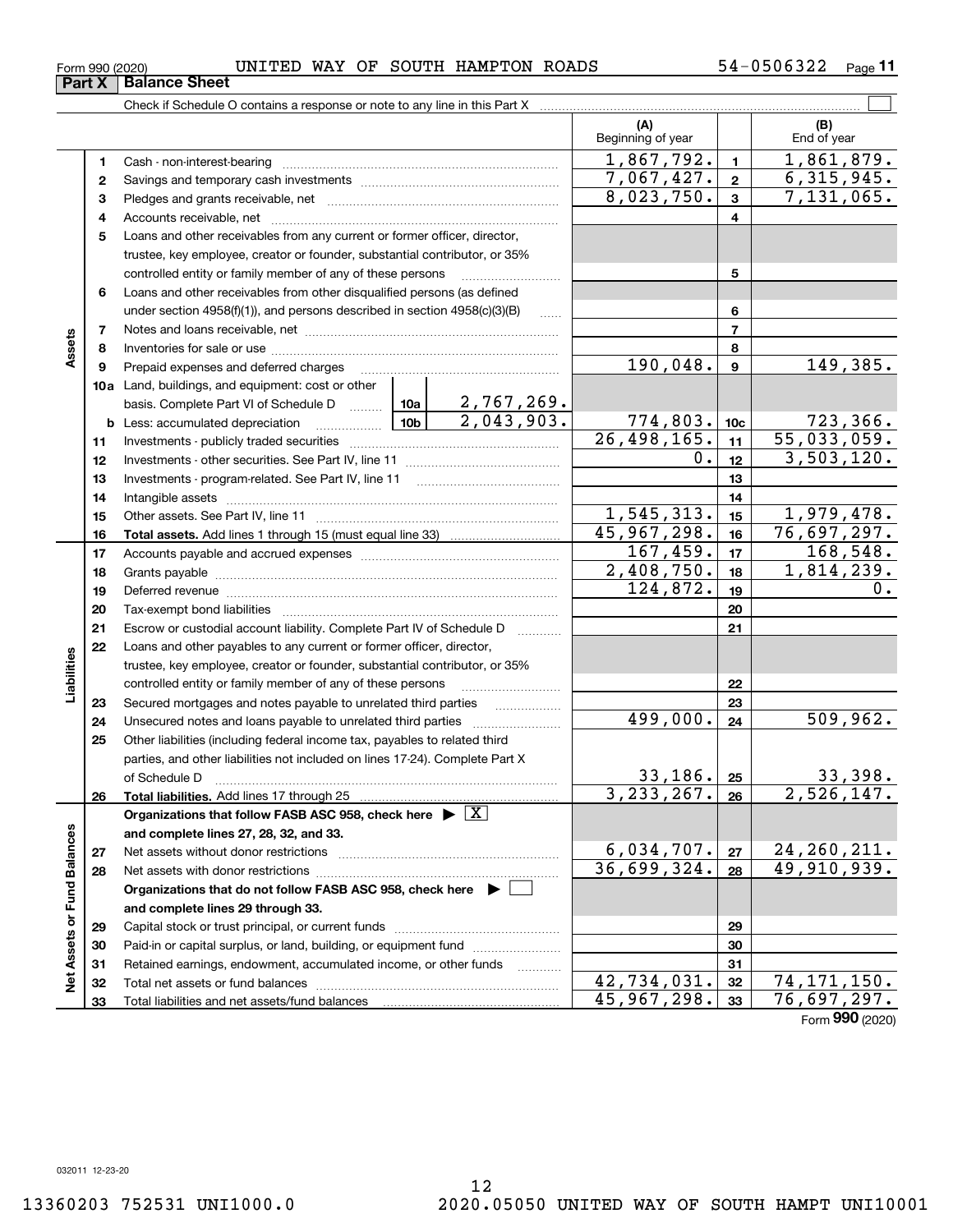Form 990 (2020) UNITED WAY OF SOUTH HAMPTON ROADS 54-0506322 Page 11

**Part X Balance Sheet**

Check if Schedule O contains a response or note to any line in this Part X

| | | | (A) Beginning of year | | (B) End of year |
|---|---|---|---|---|---|
| **Assets** | 1 | Cash - non-interest-bearing | 1,867,792. | 1 | 1,861,879. |
| | 2 | Savings and temporary cash investments | 7,067,427. | 2 | 6,315,945. |
| | 3 | Pledges and grants receivable, net | 8,023,750. | 3 | 7,131,065. |
| | 4 | Accounts receivable, net | | 4 | |
| | 5 | Loans and other receivables from any current or former officer, director, trustee, key employee, creator or founder, substantial contributor, or 35% controlled entity or family member of any of these persons | | 5 | |
| | 6 | Loans and other receivables from other disqualified persons (as defined under section 4958(f)(1)), and persons described in section 4958(c)(3)(B) | | 6 | |
| | 7 | Notes and loans receivable, net | | 7 | |
| | 8 | Inventories for sale or use | | 8 | |
| | 9 | Prepaid expenses and deferred charges | 190,048. | 9 | 149,385. |
| | 10a | Land, buildings, and equipment: cost or other basis. Complete Part VI of Schedule D ... 10a 2,767,269. | | | |
| | b | Less: accumulated depreciation ... 10b 2,043,903. | 774,803. | 10c | 723,366. |
| | 11 | Investments - publicly traded securities | 26,498,165. | 11 | 55,033,059. |
| | 12 | Investments - other securities. See Part IV, line 11 | 0. | 12 | 3,503,120. |
| | 13 | Investments - program-related. See Part IV, line 11 | | 13 | |
| | 14 | Intangible assets | | 14 | |
| | 15 | Other assets. See Part IV, line 11 | 1,545,313. | 15 | 1,979,478. |
| | 16 | **Total assets.** Add lines 1 through 15 (must equal line 33) | 45,967,298. | 16 | 76,697,297. |
| **Liabilities** | 17 | Accounts payable and accrued expenses | 167,459. | 17 | 168,548. |
| | 18 | Grants payable | 2,408,750. | 18 | 1,814,239. |
| | 19 | Deferred revenue | 124,872. | 19 | 0. |
| | 20 | Tax-exempt bond liabilities | | 20 | |
| | 21 | Escrow or custodial account liability. Complete Part IV of Schedule D | | 21 | |
| | 22 | Loans and other payables to any current or former officer, director, trustee, key employee, creator or founder, substantial contributor, or 35% controlled entity or family member of any of these persons | | 22 | |
| | 23 | Secured mortgages and notes payable to unrelated third parties | | 23 | |
| | 24 | Unsecured notes and loans payable to unrelated third parties | 499,000. | 24 | 509,962. |
| | 25 | Other liabilities (including federal income tax, payables to related third parties, and other liabilities not included on lines 17-24). Complete Part X of Schedule D | 33,186. | 25 | 33,398. |
| | 26 | **Total liabilities.** Add lines 17 through 25 | 3,233,267. | 26 | 2,526,147. |
| **Net Assets or Fund Balances** | | **Organizations that follow FASB ASC 958, check here** ▶ [X] **and complete lines 27, 28, 32, and 33.** | | | |
| | 27 | Net assets without donor restrictions | 6,034,707. | 27 | 24,260,211. |
| | 28 | Net assets with donor restrictions | 36,699,324. | 28 | 49,910,939. |
| | | **Organizations that do not follow FASB ASC 958, check here** ▶ [ ] **and complete lines 29 through 33.** | | | |
| | 29 | Capital stock or trust principal, or current funds | | 29 | |
| | 30 | Paid-in or capital surplus, or land, building, or equipment fund | | 30 | |
| | 31 | Retained earnings, endowment, accumulated income, or other funds | | 31 | |
| | 32 | Total net assets or fund balances | 42,734,031. | 32 | 74,171,150. |
| | 33 | Total liabilities and net assets/fund balances | 45,967,298. | 33 | 76,697,297. |

Form **990** (2020)

032011 12-23-20

13360203 752531 UNI1000.0 2020.05050 UNITED WAY OF SOUTH HAMPT UNI10001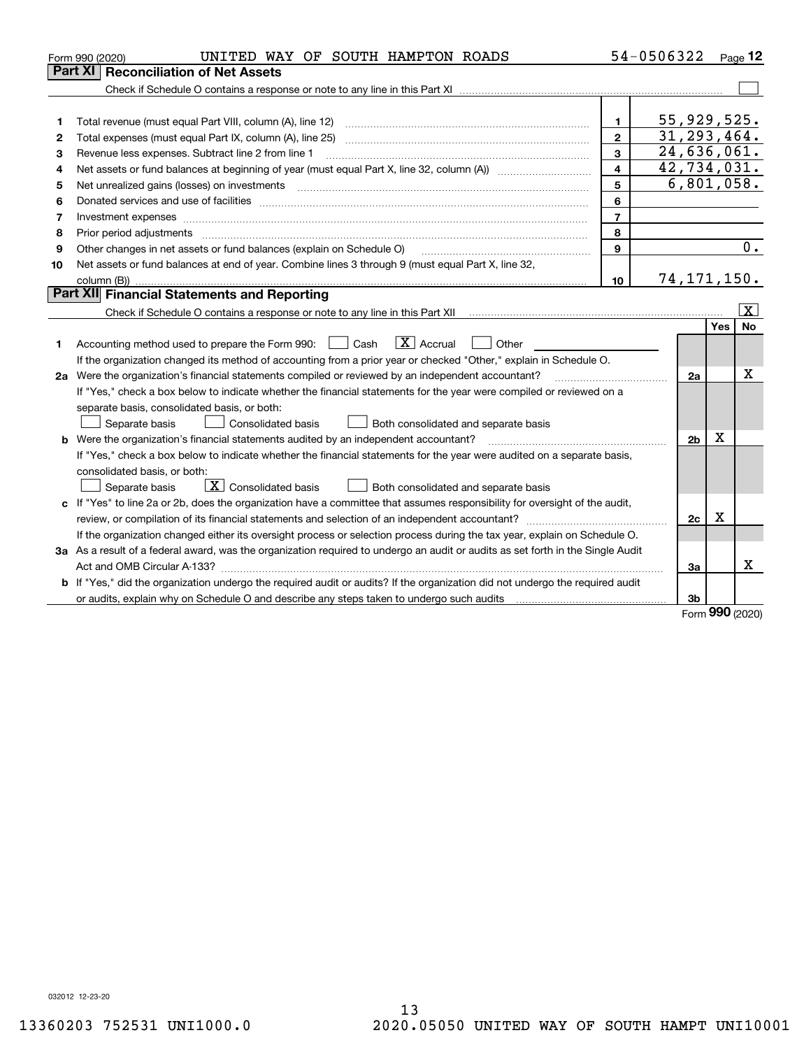Form 990 (2020) UNITED WAY OF SOUTH HAMPTON ROADS 54-0506322 Page **12**

## Part XI Reconciliation of Net Assets

Check if Schedule O contains a response or note to any line in this Part XI ☐

| | | | |
|---|---|---|---|
| 1 | Total revenue (must equal Part VIII, column (A), line 12) | 1 | 55,929,525. |
| 2 | Total expenses (must equal Part IX, column (A), line 25) | 2 | 31,293,464. |
| 3 | Revenue less expenses. Subtract line 2 from line 1 | 3 | 24,636,061. |
| 4 | Net assets or fund balances at beginning of year (must equal Part X, line 32, column (A)) | 4 | 42,734,031. |
| 5 | Net unrealized gains (losses) on investments | 5 | 6,801,058. |
| 6 | Donated services and use of facilities | 6 | |
| 7 | Investment expenses | 7 | |
| 8 | Prior period adjustments | 8 | |
| 9 | Other changes in net assets or fund balances (explain on Schedule O) | 9 | 0. |
| 10 | Net assets or fund balances at end of year. Combine lines 3 through 9 (must equal Part X, line 32, column (B)) | 10 | 74,171,150. |

## Part XII Financial Statements and Reporting

Check if Schedule O contains a response or note to any line in this Part XII ☒

| | | | Yes | No |
|---|---|---|---|---|
| 1 | Accounting method used to prepare the Form 990: ☐ Cash ☒ Accrual ☐ Other<br>If the organization changed its method of accounting from a prior year or checked "Other," explain in Schedule O. | | | |
| 2a | Were the organization's financial statements compiled or reviewed by an independent accountant?<br>If "Yes," check a box below to indicate whether the financial statements for the year were compiled or reviewed on a separate basis, consolidated basis, or both:<br>☐ Separate basis ☐ Consolidated basis ☐ Both consolidated and separate basis | 2a | | X |
| b | Were the organization's financial statements audited by an independent accountant?<br>If "Yes," check a box below to indicate whether the financial statements for the year were audited on a separate basis, consolidated basis, or both:<br>☐ Separate basis ☒ Consolidated basis ☐ Both consolidated and separate basis | 2b | X | |
| c | If "Yes" to line 2a or 2b, does the organization have a committee that assumes responsibility for oversight of the audit, review, or compilation of its financial statements and selection of an independent accountant?<br>If the organization changed either its oversight process or selection process during the tax year, explain on Schedule O. | 2c | X | |
| 3a | As a result of a federal award, was the organization required to undergo an audit or audits as set forth in the Single Audit Act and OMB Circular A-133? | 3a | | X |
| b | If "Yes," did the organization undergo the required audit or audits? If the organization did not undergo the required audit or audits, explain why on Schedule O and describe any steps taken to undergo such audits | 3b | | |

Form **990** (2020)

032012 12-23-20

13360203 752531 UNI1000.0 2020.05050 UNITED WAY OF SOUTH HAMPT UNI10001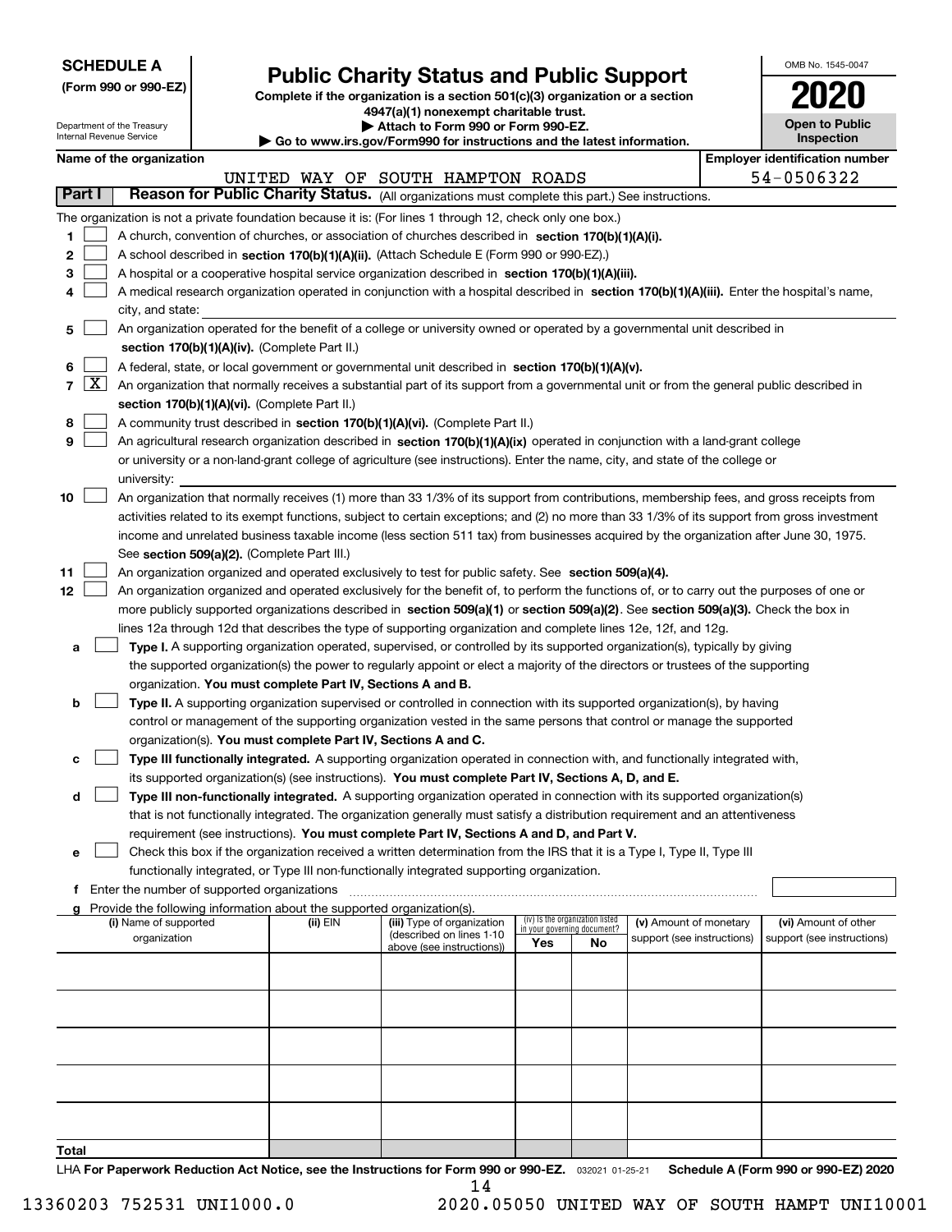**SCHEDULE A**
**(Form 990 or 990-EZ)**

Department of the Treasury
Internal Revenue Service

# Public Charity Status and Public Support

**Complete if the organization is a section 501(c)(3) organization or a section 4947(a)(1) nonexempt charitable trust.**
**▶ Attach to Form 990 or Form 990-EZ.**
**▶ Go to www.irs.gov/Form990 for instructions and the latest information.**

OMB No. 1545-0047
**2020**
**Open to Public Inspection**

**Name of the organization:** UNITED WAY OF SOUTH HAMPTON ROADS
**Employer identification number:** 54-0506322

## Part I — Reason for Public Charity Status. (All organizations must complete this part.) See instructions.

The organization is not a private foundation because it is: (For lines 1 through 12, check only one box.)

1. ☐ A church, convention of churches, or association of churches described in **section 170(b)(1)(A)(i).**
2. ☐ A school described in **section 170(b)(1)(A)(ii).** (Attach Schedule E (Form 990 or 990-EZ).)
3. ☐ A hospital or a cooperative hospital service organization described in **section 170(b)(1)(A)(iii).**
4. ☐ A medical research organization operated in conjunction with a hospital described in **section 170(b)(1)(A)(iii).** Enter the hospital's name, city, and state:
5. ☐ An organization operated for the benefit of a college or university owned or operated by a governmental unit described in **section 170(b)(1)(A)(iv).** (Complete Part II.)
6. ☐ A federal, state, or local government or governmental unit described in **section 170(b)(1)(A)(v).**
7. ☒ An organization that normally receives a substantial part of its support from a governmental unit or from the general public described in **section 170(b)(1)(A)(vi).** (Complete Part II.)
8. ☐ A community trust described in **section 170(b)(1)(A)(vi).** (Complete Part II.)
9. ☐ An agricultural research organization described in **section 170(b)(1)(A)(ix)** operated in conjunction with a land-grant college or university or a non-land-grant college of agriculture (see instructions). Enter the name, city, and state of the college or university:
10. ☐ An organization that normally receives (1) more than 33 1/3% of its support from contributions, membership fees, and gross receipts from activities related to its exempt functions, subject to certain exceptions; and (2) no more than 33 1/3% of its support from gross investment income and unrelated business taxable income (less section 511 tax) from businesses acquired by the organization after June 30, 1975. See **section 509(a)(2).** (Complete Part III.)
11. ☐ An organization organized and operated exclusively to test for public safety. See **section 509(a)(4).**
12. ☐ An organization organized and operated exclusively for the benefit of, to perform the functions of, or to carry out the purposes of one or more publicly supported organizations described in **section 509(a)(1)** or **section 509(a)(2)**. See **section 509(a)(3).** Check the box in lines 12a through 12d that describes the type of supporting organization and complete lines 12e, 12f, and 12g.
   - **a** ☐ **Type I.** A supporting organization operated, supervised, or controlled by its supported organization(s), typically by giving the supported organization(s) the power to regularly appoint or elect a majority of the directors or trustees of the supporting organization. **You must complete Part IV, Sections A and B.**
   - **b** ☐ **Type II.** A supporting organization supervised or controlled in connection with its supported organization(s), by having control or management of the supporting organization vested in the same persons that control or manage the supported organization(s). **You must complete Part IV, Sections A and C.**
   - **c** ☐ **Type III functionally integrated.** A supporting organization operated in connection with, and functionally integrated with, its supported organization(s) (see instructions). **You must complete Part IV, Sections A, D, and E.**
   - **d** ☐ **Type III non-functionally integrated.** A supporting organization operated in connection with its supported organization(s) that is not functionally integrated. The organization generally must satisfy a distribution requirement and an attentiveness requirement (see instructions). **You must complete Part IV, Sections A and D, and Part V.**
   - **e** ☐ Check this box if the organization received a written determination from the IRS that it is a Type I, Type II, Type III functionally integrated, or Type III non-functionally integrated supporting organization.
   - **f** Enter the number of supported organizations
   - **g** Provide the following information about the supported organization(s).

| (i) Name of supported organization | (ii) EIN | (iii) Type of organization (described on lines 1-10 above (see instructions)) | (iv) Is the organization listed in your governing document? Yes | No | (v) Amount of monetary support (see instructions) | (vi) Amount of other support (see instructions) |
|---|---|---|---|---|---|---|
| | | | | | | |
| | | | | | | |
| | | | | | | |
| | | | | | | |
| | | | | | | |
| **Total** | | | | | | |

LHA **For Paperwork Reduction Act Notice, see the Instructions for Form 990 or 990-EZ.** 032021 01-25-21 **Schedule A (Form 990 or 990-EZ) 2020**

13360203 752531 UNI1000.0 2020.05050 UNITED WAY OF SOUTH HAMPT UNI10001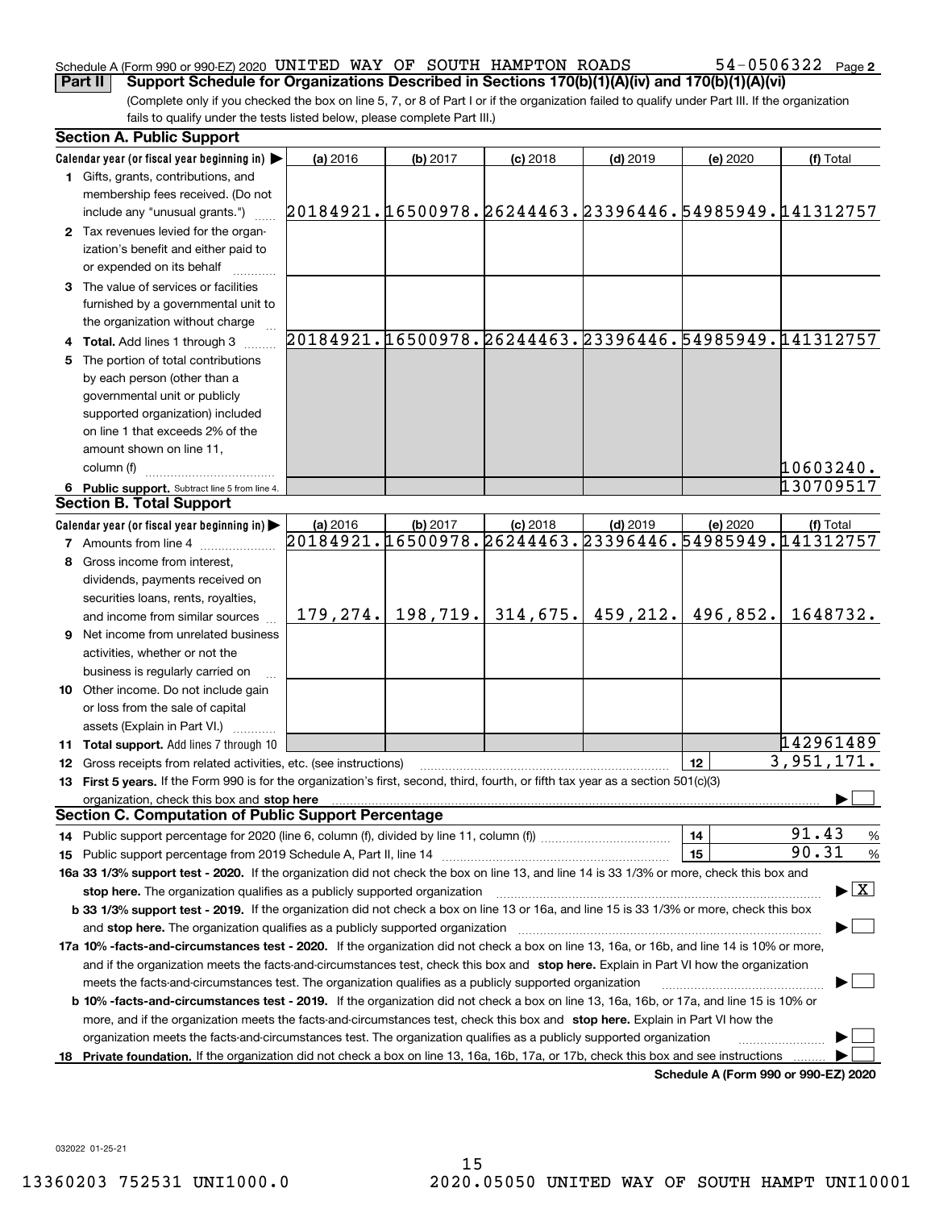Schedule A (Form 990 or 990-EZ) 2020 UNITED WAY OF SOUTH HAMPTON ROADS 54-0506322 Page 2

**Part II** **Support Schedule for Organizations Described in Sections 170(b)(1)(A)(iv) and 170(b)(1)(A)(vi)**

(Complete only if you checked the box on line 5, 7, or 8 of Part I or if the organization failed to qualify under Part III. If the organization fails to qualify under the tests listed below, please complete Part III.)

**Section A. Public Support**

| Calendar year (or fiscal year beginning in) ▶ | (a) 2016 | (b) 2017 | (c) 2018 | (d) 2019 | (e) 2020 | (f) Total |
|---|---|---|---|---|---|---|
| **1** Gifts, grants, contributions, and membership fees received. (Do not include any "unusual grants.") | 20184921. | 16500978. | 26244463. | 23396446. | 54985949. | 141312757 |
| **2** Tax revenues levied for the organization's benefit and either paid to or expended on its behalf | | | | | | |
| **3** The value of services or facilities furnished by a governmental unit to the organization without charge | | | | | | |
| **4 Total.** Add lines 1 through 3 | 20184921. | 16500978. | 26244463. | 23396446. | 54985949. | 141312757 |
| **5** The portion of total contributions by each person (other than a governmental unit or publicly supported organization) included on line 1 that exceeds 2% of the amount shown on line 11, column (f) | | | | | | 10603240. |
| **6 Public support.** Subtract line 5 from line 4. | | | | | | 130709517 |

**Section B. Total Support**

| Calendar year (or fiscal year beginning in) ▶ | (a) 2016 | (b) 2017 | (c) 2018 | (d) 2019 | (e) 2020 | (f) Total |
|---|---|---|---|---|---|---|
| **7** Amounts from line 4 | 20184921. | 16500978. | 26244463. | 23396446. | 54985949. | 141312757 |
| **8** Gross income from interest, dividends, payments received on securities loans, rents, royalties, and income from similar sources | 179,274. | 198,719. | 314,675. | 459,212. | 496,852. | 1648732. |
| **9** Net income from unrelated business activities, whether or not the business is regularly carried on | | | | | | |
| **10** Other income. Do not include gain or loss from the sale of capital assets (Explain in Part VI.) | | | | | | |
| **11 Total support.** Add lines 7 through 10 | | | | | | 142961489 |

**12** Gross receipts from related activities, etc. (see instructions) | **12** | 3,951,171.

**13 First 5 years.** If the Form 990 is for the organization's first, second, third, fourth, or fifth tax year as a section 501(c)(3) organization, check this box and **stop here** ▶ ☐

**Section C. Computation of Public Support Percentage**

| | | | |
|---|---|---|---|
| **14** Public support percentage for 2020 (line 6, column (f), divided by line 11, column (f)) | **14** | 91.43 | % |
| **15** Public support percentage from 2019 Schedule A, Part II, line 14 | **15** | 90.31 | % |

**16a 33 1/3% support test - 2020.** If the organization did not check the box on line 13, and line 14 is 33 1/3% or more, check this box and **stop here.** The organization qualifies as a publicly supported organization ▶ ☒

**b 33 1/3% support test - 2019.** If the organization did not check a box on line 13 or 16a, and line 15 is 33 1/3% or more, check this box and **stop here.** The organization qualifies as a publicly supported organization ▶ ☐

**17a 10% -facts-and-circumstances test - 2020.** If the organization did not check a box on line 13, 16a, or 16b, and line 14 is 10% or more, and if the organization meets the facts-and-circumstances test, check this box and **stop here.** Explain in Part VI how the organization meets the facts-and-circumstances test. The organization qualifies as a publicly supported organization ▶ ☐

**b 10% -facts-and-circumstances test - 2019.** If the organization did not check a box on line 13, 16a, 16b, or 17a, and line 15 is 10% or more, and if the organization meets the facts-and-circumstances test, check this box and **stop here.** Explain in Part VI how the organization meets the facts-and-circumstances test. The organization qualifies as a publicly supported organization ▶ ☐

**18 Private foundation.** If the organization did not check a box on line 13, 16a, 16b, 17a, or 17b, check this box and see instructions ▶ ☐

**Schedule A (Form 990 or 990-EZ) 2020**

032022 01-25-21

13360203 752531 UNI1000.0 2020.05050 UNITED WAY OF SOUTH HAMPT UNI10001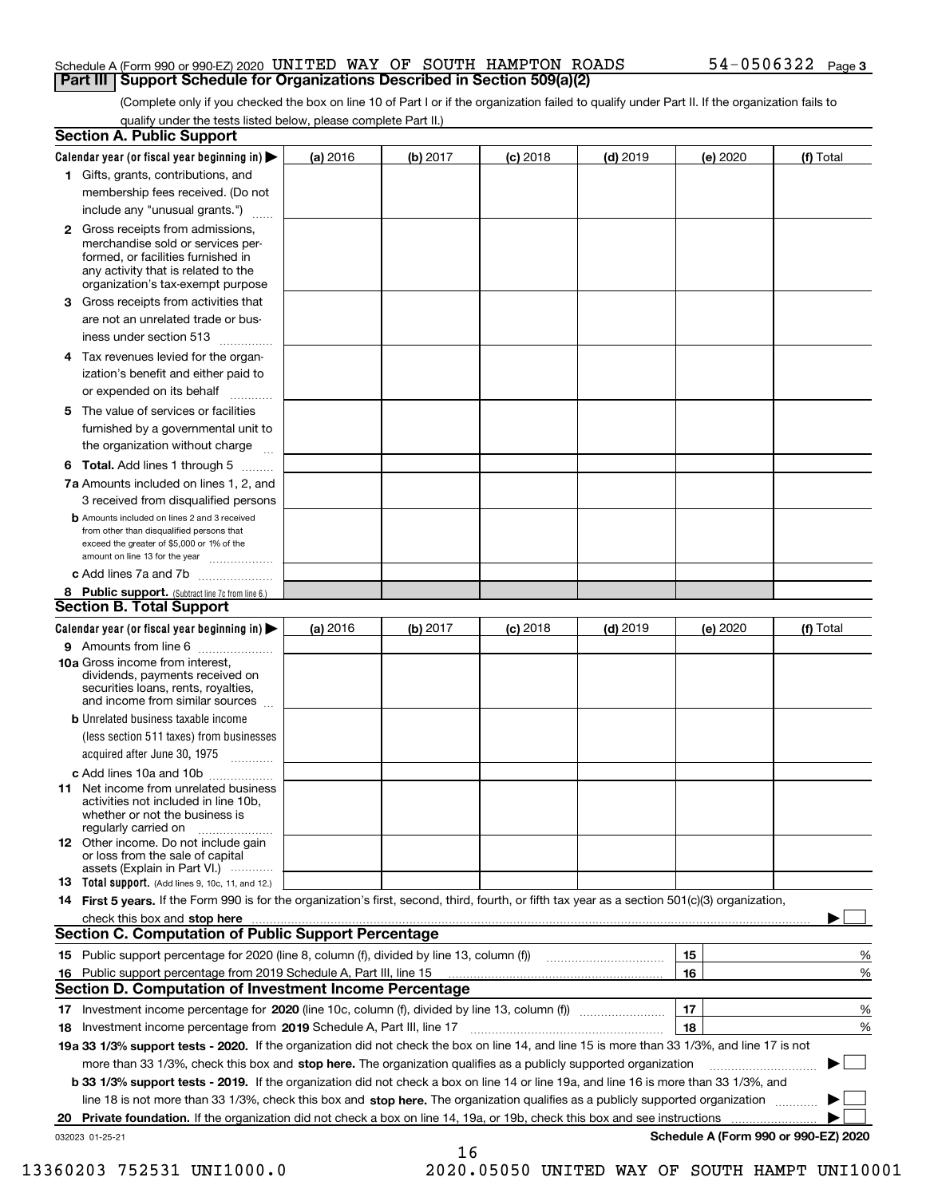Schedule A (Form 990 or 990-EZ) 2020 UNITED WAY OF SOUTH HAMPTON ROADS 54-0506322 Page 3

## Part III Support Schedule for Organizations Described in Section 509(a)(2)

(Complete only if you checked the box on line 10 of Part I or if the organization failed to qualify under Part II. If the organization fails to qualify under the tests listed below, please complete Part II.)

### Section A. Public Support

| Calendar year (or fiscal year beginning in) ▶ | (a) 2016 | (b) 2017 | (c) 2018 | (d) 2019 | (e) 2020 | (f) Total |
|---|---|---|---|---|---|---|
| 1 Gifts, grants, contributions, and membership fees received. (Do not include any "unusual grants.") | | | | | | |
| 2 Gross receipts from admissions, merchandise sold or services performed, or facilities furnished in any activity that is related to the organization's tax-exempt purpose | | | | | | |
| 3 Gross receipts from activities that are not an unrelated trade or business under section 513 | | | | | | |
| 4 Tax revenues levied for the organization's benefit and either paid to or expended on its behalf | | | | | | |
| 5 The value of services or facilities furnished by a governmental unit to the organization without charge | | | | | | |
| 6 Total. Add lines 1 through 5 | | | | | | |
| 7a Amounts included on lines 1, 2, and 3 received from disqualified persons | | | | | | |
| b Amounts included on lines 2 and 3 received from other than disqualified persons that exceed the greater of $5,000 or 1% of the amount on line 13 for the year | | | | | | |
| c Add lines 7a and 7b | | | | | | |
| 8 Public support. (Subtract line 7c from line 6.) | | | | | | |

### Section B. Total Support

| Calendar year (or fiscal year beginning in) ▶ | (a) 2016 | (b) 2017 | (c) 2018 | (d) 2019 | (e) 2020 | (f) Total |
|---|---|---|---|---|---|---|
| 9 Amounts from line 6 | | | | | | |
| 10a Gross income from interest, dividends, payments received on securities loans, rents, royalties, and income from similar sources | | | | | | |
| b Unrelated business taxable income (less section 511 taxes) from businesses acquired after June 30, 1975 | | | | | | |
| c Add lines 10a and 10b | | | | | | |
| 11 Net income from unrelated business activities not included in line 10b, whether or not the business is regularly carried on | | | | | | |
| 12 Other income. Do not include gain or loss from the sale of capital assets (Explain in Part VI.) | | | | | | |
| 13 Total support. (Add lines 9, 10c, 11, and 12.) | | | | | | |

14 **First 5 years.** If the Form 990 is for the organization's first, second, third, fourth, or fifth tax year as a section 501(c)(3) organization, check this box and **stop here** ▶ ☐

### Section C. Computation of Public Support Percentage

| | | | |
|---|---|---|---|
| 15 | Public support percentage for 2020 (line 8, column (f), divided by line 13, column (f)) | 15 | % |
| 16 | Public support percentage from 2019 Schedule A, Part III, line 15 | 16 | % |

### Section D. Computation of Investment Income Percentage

| | | | |
|---|---|---|---|
| 17 | Investment income percentage for **2020** (line 10c, column (f), divided by line 13, column (f)) | 17 | % |
| 18 | Investment income percentage from **2019** Schedule A, Part III, line 17 | 18 | % |

**19a 33 1/3% support tests - 2020.** If the organization did not check the box on line 14, and line 15 is more than 33 1/3%, and line 17 is not more than 33 1/3%, check this box and **stop here.** The organization qualifies as a publicly supported organization ▶ ☐

**b 33 1/3% support tests - 2019.** If the organization did not check a box on line 14 or line 19a, and line 16 is more than 33 1/3%, and line 18 is not more than 33 1/3%, check this box and **stop here.** The organization qualifies as a publicly supported organization ▶ ☐

**20 Private foundation.** If the organization did not check a box on line 14, 19a, or 19b, check this box and see instructions ▶ ☐

032023 01-25-21 **Schedule A (Form 990 or 990-EZ) 2020**

13360203 752531 UNI1000.0 2020.05050 UNITED WAY OF SOUTH HAMPT UNI10001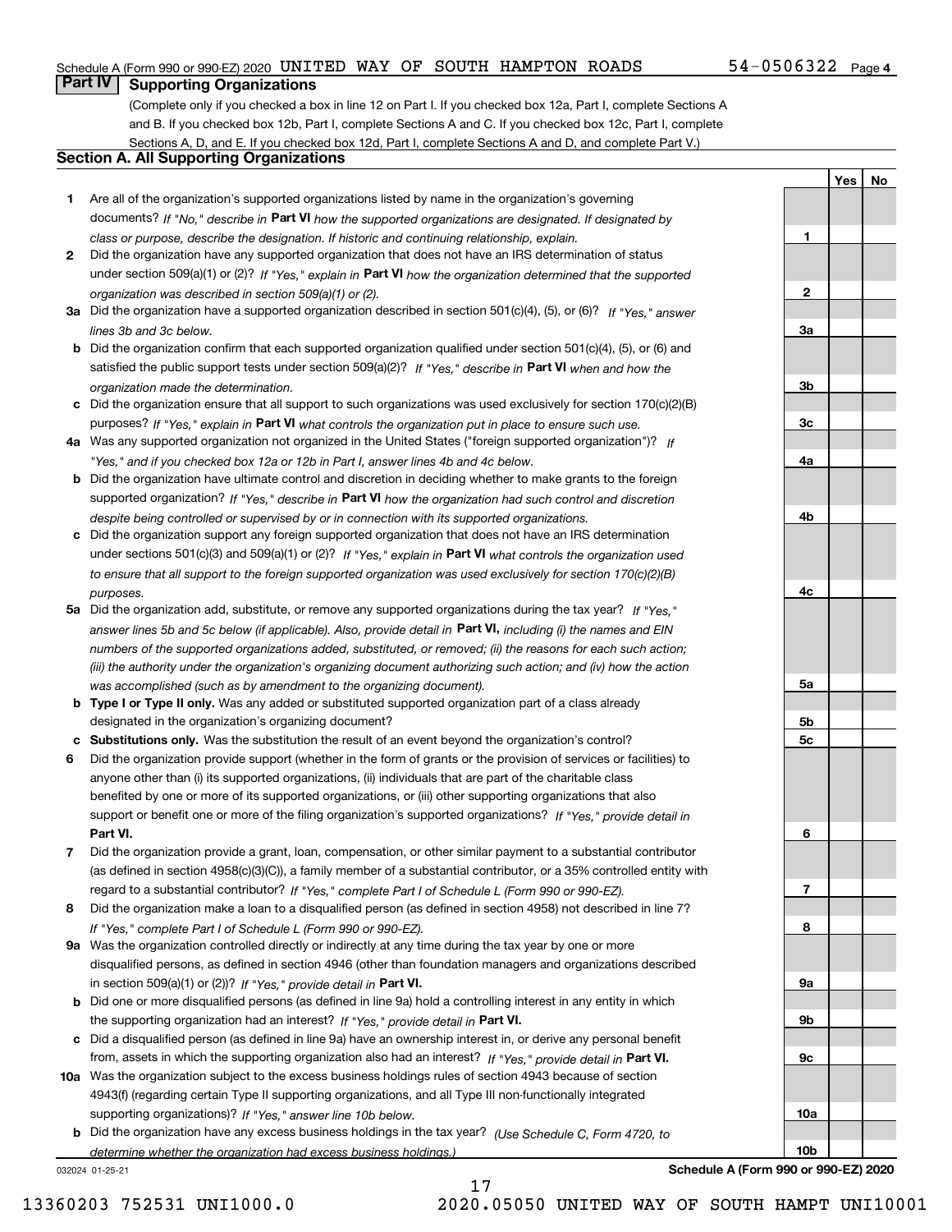Schedule A (Form 990 or 990-EZ) 2020 UNITED WAY OF SOUTH HAMPTON ROADS 54-0506322 Page 4

## Part IV Supporting Organizations

(Complete only if you checked a box in line 12 on Part I. If you checked box 12a, Part I, complete Sections A and B. If you checked box 12b, Part I, complete Sections A and C. If you checked box 12c, Part I, complete Sections A, D, and E. If you checked box 12d, Part I, complete Sections A and D, and complete Part V.)

### Section A. All Supporting Organizations

| | | Line | Yes | No |
|---|---|---|---|---|
| 1 | Are all of the organization's supported organizations listed by name in the organization's governing documents? *If "No," describe in* **Part VI** *how the supported organizations are designated. If designated by class or purpose, describe the designation. If historic and continuing relationship, explain.* | 1 | | |
| 2 | Did the organization have any supported organization that does not have an IRS determination of status under section 509(a)(1) or (2)? *If "Yes," explain in* **Part VI** *how the organization determined that the supported organization was described in section 509(a)(1) or (2).* | 2 | | |
| 3a | Did the organization have a supported organization described in section 501(c)(4), (5), or (6)? *If "Yes," answer lines 3b and 3c below.* | 3a | | |
| b | Did the organization confirm that each supported organization qualified under section 501(c)(4), (5), or (6) and satisfied the public support tests under section 509(a)(2)? *If "Yes," describe in* **Part VI** *when and how the organization made the determination.* | 3b | | |
| c | Did the organization ensure that all support to such organizations was used exclusively for section 170(c)(2)(B) purposes? *If "Yes," explain in* **Part VI** *what controls the organization put in place to ensure such use.* | 3c | | |
| 4a | Was any supported organization not organized in the United States ("foreign supported organization")? *If "Yes," and if you checked box 12a or 12b in Part I, answer lines 4b and 4c below.* | 4a | | |
| b | Did the organization have ultimate control and discretion in deciding whether to make grants to the foreign supported organization? *If "Yes," describe in* **Part VI** *how the organization had such control and discretion despite being controlled or supervised by or in connection with its supported organizations.* | 4b | | |
| c | Did the organization support any foreign supported organization that does not have an IRS determination under sections 501(c)(3) and 509(a)(1) or (2)? *If "Yes," explain in* **Part VI** *what controls the organization used to ensure that all support to the foreign supported organization was used exclusively for section 170(c)(2)(B) purposes.* | 4c | | |
| 5a | Did the organization add, substitute, or remove any supported organizations during the tax year? *If "Yes," answer lines 5b and 5c below (if applicable). Also, provide detail in* **Part VI,** *including (i) the names and EIN numbers of the supported organizations added, substituted, or removed; (ii) the reasons for each such action; (iii) the authority under the organization's organizing document authorizing such action; and (iv) how the action was accomplished (such as by amendment to the organizing document).* | 5a | | |
| b | **Type I or Type II only.** Was any added or substituted supported organization part of a class already designated in the organization's organizing document? | 5b | | |
| c | **Substitutions only.** Was the substitution the result of an event beyond the organization's control? | 5c | | |
| 6 | Did the organization provide support (whether in the form of grants or the provision of services or facilities) to anyone other than (i) its supported organizations, (ii) individuals that are part of the charitable class benefited by one or more of its supported organizations, or (iii) other supporting organizations that also support or benefit one or more of the filing organization's supported organizations? *If "Yes," provide detail in* **Part VI.** | 6 | | |
| 7 | Did the organization provide a grant, loan, compensation, or other similar payment to a substantial contributor (as defined in section 4958(c)(3)(C)), a family member of a substantial contributor, or a 35% controlled entity with regard to a substantial contributor? *If "Yes," complete Part I of Schedule L (Form 990 or 990-EZ).* | 7 | | |
| 8 | Did the organization make a loan to a disqualified person (as defined in section 4958) not described in line 7? *If "Yes," complete Part I of Schedule L (Form 990 or 990-EZ).* | 8 | | |
| 9a | Was the organization controlled directly or indirectly at any time during the tax year by one or more disqualified persons, as defined in section 4946 (other than foundation managers and organizations described in section 509(a)(1) or (2))? *If "Yes," provide detail in* **Part VI.** | 9a | | |
| b | Did one or more disqualified persons (as defined in line 9a) hold a controlling interest in any entity in which the supporting organization had an interest? *If "Yes," provide detail in* **Part VI.** | 9b | | |
| c | Did a disqualified person (as defined in line 9a) have an ownership interest in, or derive any personal benefit from, assets in which the supporting organization also had an interest? *If "Yes," provide detail in* **Part VI.** | 9c | | |
| 10a | Was the organization subject to the excess business holdings rules of section 4943 because of section 4943(f) (regarding certain Type II supporting organizations, and all Type III non-functionally integrated supporting organizations)? *If "Yes," answer line 10b below.* | 10a | | |
| b | Did the organization have any excess business holdings in the tax year? *(Use Schedule C, Form 4720, to determine whether the organization had excess business holdings.)* | 10b | | |

032024 01-25-21 **Schedule A (Form 990 or 990-EZ) 2020**

13360203 752531 UNI1000.0 2020.05050 UNITED WAY OF SOUTH HAMPT UNI10001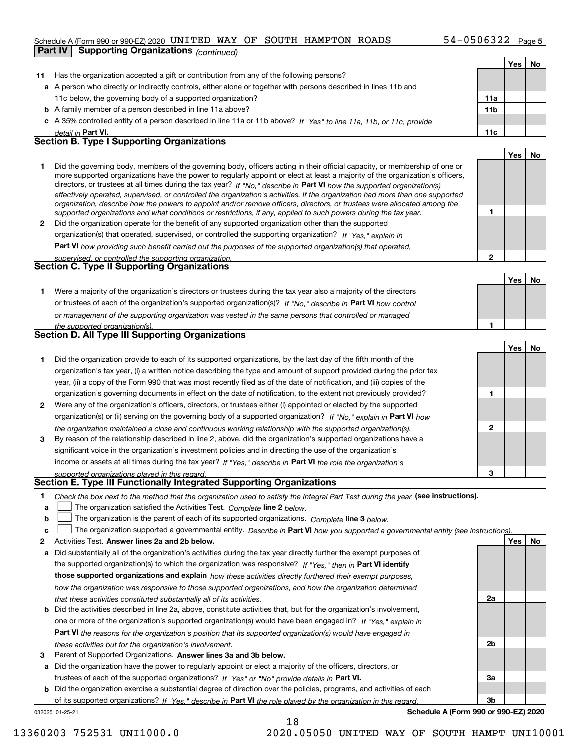Schedule A (Form 990 or 990-EZ) 2020 UNITED WAY OF SOUTH HAMPTON ROADS 54-0506322 Page 5

**Part IV Supporting Organizations** *(continued)*

| | | | Yes | No |
|---|---|---|---|---|
| **11** | Has the organization accepted a gift or contribution from any of the following persons? | | | |
| **a** | A person who directly or indirectly controls, either alone or together with persons described in lines 11b and 11c below, the governing body of a supported organization? | 11a | | |
| **b** | A family member of a person described in line 11a above? | 11b | | |
| **c** | A 35% controlled entity of a person described in line 11a or 11b above? *If "Yes" to line 11a, 11b, or 11c, provide detail in* **Part VI.** | 11c | | |

## Section B. Type I Supporting Organizations

| | | | Yes | No |
|---|---|---|---|---|
| **1** | Did the governing body, members of the governing body, officers acting in their official capacity, or membership of one or more supported organizations have the power to regularly appoint or elect at least a majority of the organization's officers, directors, or trustees at all times during the tax year? *If "No," describe in* **Part VI** *how the supported organization(s) effectively operated, supervised, or controlled the organization's activities. If the organization had more than one supported organization, describe how the powers to appoint and/or remove officers, directors, or trustees were allocated among the supported organizations and what conditions or restrictions, if any, applied to such powers during the tax year.* | 1 | | |
| **2** | Did the organization operate for the benefit of any supported organization other than the supported organization(s) that operated, supervised, or controlled the supporting organization? *If "Yes," explain in* **Part VI** *how providing such benefit carried out the purposes of the supported organization(s) that operated, supervised, or controlled the supporting organization.* | 2 | | |

## Section C. Type II Supporting Organizations

| | | | Yes | No |
|---|---|---|---|---|
| **1** | Were a majority of the organization's directors or trustees during the tax year also a majority of the directors or trustees of each of the organization's supported organization(s)? *If "No," describe in* **Part VI** *how control or management of the supporting organization was vested in the same persons that controlled or managed the supported organization(s).* | 1 | | |

## Section D. All Type III Supporting Organizations

| | | | Yes | No |
|---|---|---|---|---|
| **1** | Did the organization provide to each of its supported organizations, by the last day of the fifth month of the organization's tax year, (i) a written notice describing the type and amount of support provided during the prior tax year, (ii) a copy of the Form 990 that was most recently filed as of the date of notification, and (iii) copies of the organization's governing documents in effect on the date of notification, to the extent not previously provided? | 1 | | |
| **2** | Were any of the organization's officers, directors, or trustees either (i) appointed or elected by the supported organization(s) or (ii) serving on the governing body of a supported organization? *If "No," explain in* **Part VI** *how the organization maintained a close and continuous working relationship with the supported organization(s).* | 2 | | |
| **3** | By reason of the relationship described in line 2, above, did the organization's supported organizations have a significant voice in the organization's investment policies and in directing the use of the organization's income or assets at all times during the tax year? *If "Yes," describe in* **Part VI** *the role the organization's supported organizations played in this regard.* | 3 | | |

## Section E. Type III Functionally Integrated Supporting Organizations

**1** *Check the box next to the method that the organization used to satisfy the Integral Part Test during the year* **(see instructions).**

**a** ☐ The organization satisfied the Activities Test. *Complete* **line 2** *below.*

**b** ☐ The organization is the parent of each of its supported organizations. *Complete* **line 3** *below.*

**c** ☐ The organization supported a governmental entity. *Describe in* **Part VI** *how you supported a governmental entity (see instructions).*

| | | | Yes | No |
|---|---|---|---|---|
| **2** | Activities Test. **Answer lines 2a and 2b below.** | | | |
| **a** | Did substantially all of the organization's activities during the tax year directly further the exempt purposes of the supported organization(s) to which the organization was responsive? *If "Yes," then in* **Part VI identify those supported organizations and explain** *how these activities directly furthered their exempt purposes, how the organization was responsive to those supported organizations, and how the organization determined that these activities constituted substantially all of its activities.* | 2a | | |
| **b** | Did the activities described in line 2a, above, constitute activities that, but for the organization's involvement, one or more of the organization's supported organization(s) would have been engaged in? *If "Yes," explain in* **Part VI** *the reasons for the organization's position that its supported organization(s) would have engaged in these activities but for the organization's involvement.* | 2b | | |
| **3** | Parent of Supported Organizations. **Answer lines 3a and 3b below.** | | | |
| **a** | Did the organization have the power to regularly appoint or elect a majority of the officers, directors, or trustees of each of the supported organizations? *If "Yes" or "No" provide details in* **Part VI.** | 3a | | |
| **b** | Did the organization exercise a substantial degree of direction over the policies, programs, and activities of each of its supported organizations? *If "Yes," describe in* **Part VI** *the role played by the organization in this regard.* | 3b | | |

032025 01-25-21 **Schedule A (Form 990 or 990-EZ) 2020**

13360203 752531 UNI1000.0 2020.05050 UNITED WAY OF SOUTH HAMPT UNI10001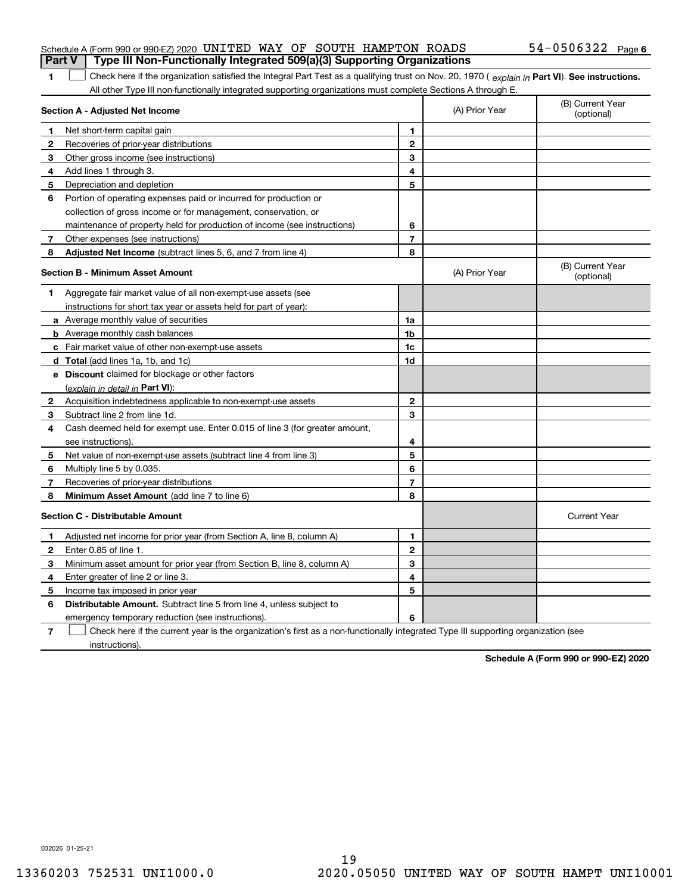Schedule A (Form 990 or 990-EZ) 2020 UNITED WAY OF SOUTH HAMPTON ROADS 54-0506322 Page 6

**Part V | Type III Non-Functionally Integrated 509(a)(3) Supporting Organizations**

1 ☐ Check here if the organization satisfied the Integral Part Test as a qualifying trust on Nov. 20, 1970 ( *explain in* **Part VI**). **See instructions.** All other Type III non-functionally integrated supporting organizations must complete Sections A through E.

| **Section A - Adjusted Net Income** | | | (A) Prior Year | (B) Current Year (optional) |
|---|---|---|---|---|
| 1 | Net short-term capital gain | 1 | | |
| 2 | Recoveries of prior-year distributions | 2 | | |
| 3 | Other gross income (see instructions) | 3 | | |
| 4 | Add lines 1 through 3. | 4 | | |
| 5 | Depreciation and depletion | 5 | | |
| 6 | Portion of operating expenses paid or incurred for production or collection of gross income or for management, conservation, or maintenance of property held for production of income (see instructions) | 6 | | |
| 7 | Other expenses (see instructions) | 7 | | |
| 8 | **Adjusted Net Income** (subtract lines 5, 6, and 7 from line 4) | 8 | | |

| **Section B - Minimum Asset Amount** | | | (A) Prior Year | (B) Current Year (optional) |
|---|---|---|---|---|
| 1 | Aggregate fair market value of all non-exempt-use assets (see instructions for short tax year or assets held for part of year): | | | |
| a | Average monthly value of securities | 1a | | |
| b | Average monthly cash balances | 1b | | |
| c | Fair market value of other non-exempt-use assets | 1c | | |
| d | **Total** (add lines 1a, 1b, and 1c) | 1d | | |
| e | **Discount** claimed for blockage or other factors (*explain in detail in* **Part VI**): | | | |
| 2 | Acquisition indebtedness applicable to non-exempt-use assets | 2 | | |
| 3 | Subtract line 2 from line 1d. | 3 | | |
| 4 | Cash deemed held for exempt use. Enter 0.015 of line 3 (for greater amount, see instructions). | 4 | | |
| 5 | Net value of non-exempt-use assets (subtract line 4 from line 3) | 5 | | |
| 6 | Multiply line 5 by 0.035. | 6 | | |
| 7 | Recoveries of prior-year distributions | 7 | | |
| 8 | **Minimum Asset Amount** (add line 7 to line 6) | 8 | | |

| **Section C - Distributable Amount** | | | | Current Year |
|---|---|---|---|---|
| 1 | Adjusted net income for prior year (from Section A, line 8, column A) | 1 | | |
| 2 | Enter 0.85 of line 1. | 2 | | |
| 3 | Minimum asset amount for prior year (from Section B, line 8, column A) | 3 | | |
| 4 | Enter greater of line 2 or line 3. | 4 | | |
| 5 | Income tax imposed in prior year | 5 | | |
| 6 | **Distributable Amount.** Subtract line 5 from line 4, unless subject to emergency temporary reduction (see instructions). | 6 | | |

7 ☐ Check here if the current year is the organization's first as a non-functionally integrated Type III supporting organization (see instructions).

**Schedule A (Form 990 or 990-EZ) 2020**

032026 01-25-21

13360203 752531 UNI1000.0 2020.05050 UNITED WAY OF SOUTH HAMPT UNI10001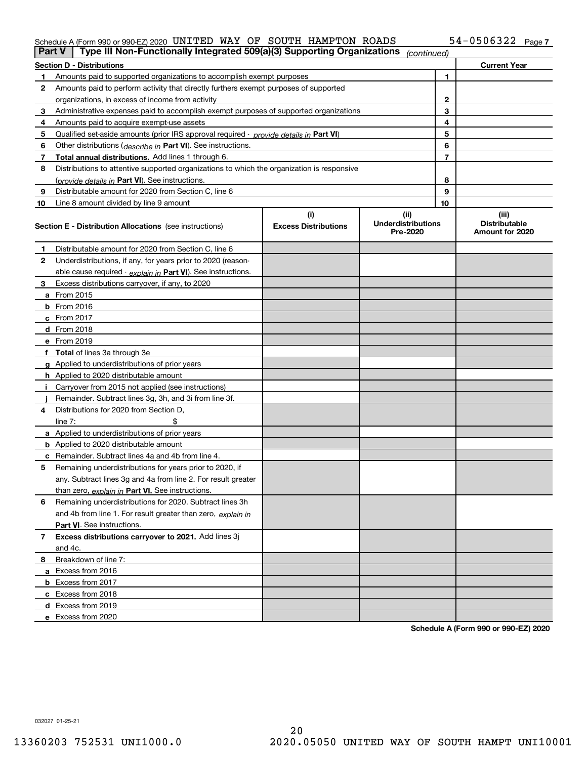Schedule A (Form 990 or 990-EZ) 2020 UNITED WAY OF SOUTH HAMPTON ROADS 54-0506322 Page 7

**Part V — Type III Non-Functionally Integrated 509(a)(3) Supporting Organizations** *(continued)*

| Section D - Distributions | | Current Year |
|---|---|---|
| **1** Amounts paid to supported organizations to accomplish exempt purposes | 1 | |
| **2** Amounts paid to perform activity that directly furthers exempt purposes of supported organizations, in excess of income from activity | 2 | |
| **3** Administrative expenses paid to accomplish exempt purposes of supported organizations | 3 | |
| **4** Amounts paid to acquire exempt-use assets | 4 | |
| **5** Qualified set-aside amounts (prior IRS approval required - *provide details in* **Part VI**) | 5 | |
| **6** Other distributions (*describe in* **Part VI**). See instructions. | 6 | |
| **7** **Total annual distributions.** Add lines 1 through 6. | 7 | |
| **8** Distributions to attentive supported organizations to which the organization is responsive (*provide details in* **Part VI**). See instructions. | 8 | |
| **9** Distributable amount for 2020 from Section C, line 6 | 9 | |
| **10** Line 8 amount divided by line 9 amount | 10 | |

| Section E - Distribution Allocations (see instructions) | (i) Excess Distributions | (ii) Underdistributions Pre-2020 | (iii) Distributable Amount for 2020 |
|---|---|---|---|
| **1** Distributable amount for 2020 from Section C, line 6 | | | |
| **2** Underdistributions, if any, for years prior to 2020 (reasonable cause required - *explain in* **Part VI**). See instructions. | | | |
| **3** Excess distributions carryover, if any, to 2020 | | | |
| **a** From 2015 | | | |
| **b** From 2016 | | | |
| **c** From 2017 | | | |
| **d** From 2018 | | | |
| **e** From 2019 | | | |
| **f** **Total** of lines 3a through 3e | | | |
| **g** Applied to underdistributions of prior years | | | |
| **h** Applied to 2020 distributable amount | | | |
| **i** Carryover from 2015 not applied (see instructions) | | | |
| **j** Remainder. Subtract lines 3g, 3h, and 3i from line 3f. | | | |
| **4** Distributions for 2020 from Section D, line 7: $ | | | |
| **a** Applied to underdistributions of prior years | | | |
| **b** Applied to 2020 distributable amount | | | |
| **c** Remainder. Subtract lines 4a and 4b from line 4. | | | |
| **5** Remaining underdistributions for years prior to 2020, if any. Subtract lines 3g and 4a from line 2. For result greater than zero, *explain in* **Part VI.** See instructions. | | | |
| **6** Remaining underdistributions for 2020. Subtract lines 3h and 4b from line 1. For result greater than zero, *explain in* **Part VI**. See instructions. | | | |
| **7** **Excess distributions carryover to 2021.** Add lines 3j and 4c. | | | |
| **8** Breakdown of line 7: | | | |
| **a** Excess from 2016 | | | |
| **b** Excess from 2017 | | | |
| **c** Excess from 2018 | | | |
| **d** Excess from 2019 | | | |
| **e** Excess from 2020 | | | |

**Schedule A (Form 990 or 990-EZ) 2020**

032027 01-25-21

13360203 752531 UNI1000.0 2020.05050 UNITED WAY OF SOUTH HAMPT UNI10001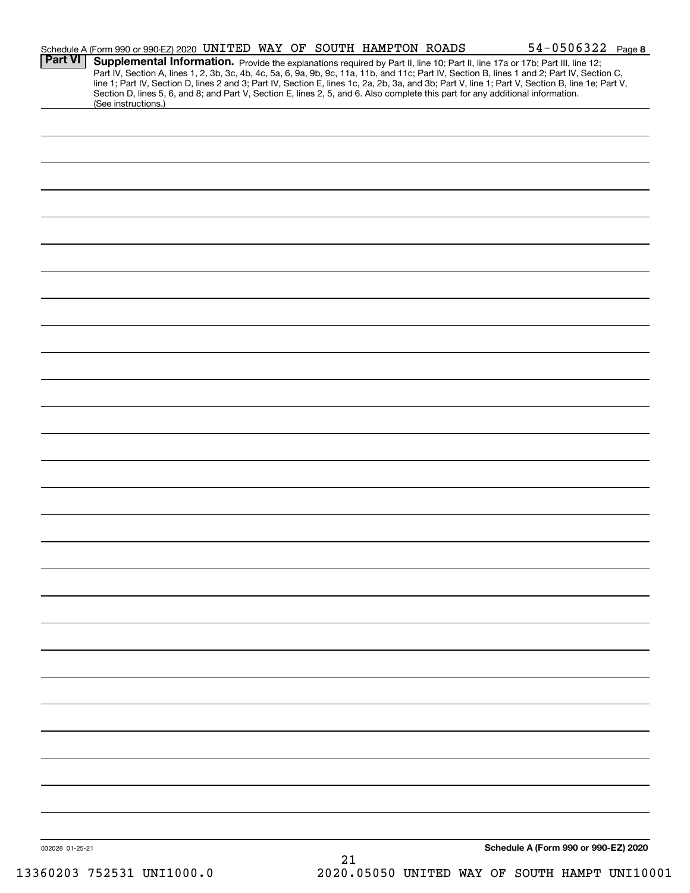Schedule A (Form 990 or 990-EZ) 2020 UNITED WAY OF SOUTH HAMPTON ROADS 54-0506322 Page 8

**Part VI** **Supplemental Information.** Provide the explanations required by Part II, line 10; Part II, line 17a or 17b; Part III, line 12; Part IV, Section A, lines 1, 2, 3b, 3c, 4b, 4c, 5a, 6, 9a, 9b, 9c, 11a, 11b, and 11c; Part IV, Section B, lines 1 and 2; Part IV, Section C, line 1; Part IV, Section D, lines 2 and 3; Part IV, Section E, lines 1c, 2a, 2b, 3a, and 3b; Part V, line 1; Part V, Section B, line 1e; Part V, Section D, lines 5, 6, and 8; and Part V, Section E, lines 2, 5, and 6. Also complete this part for any additional information. (See instructions.)

032028 01-25-21

**Schedule A (Form 990 or 990-EZ) 2020**

13360203 752531 UNI1000.0 2020.05050 UNITED WAY OF SOUTH HAMPT UNI10001